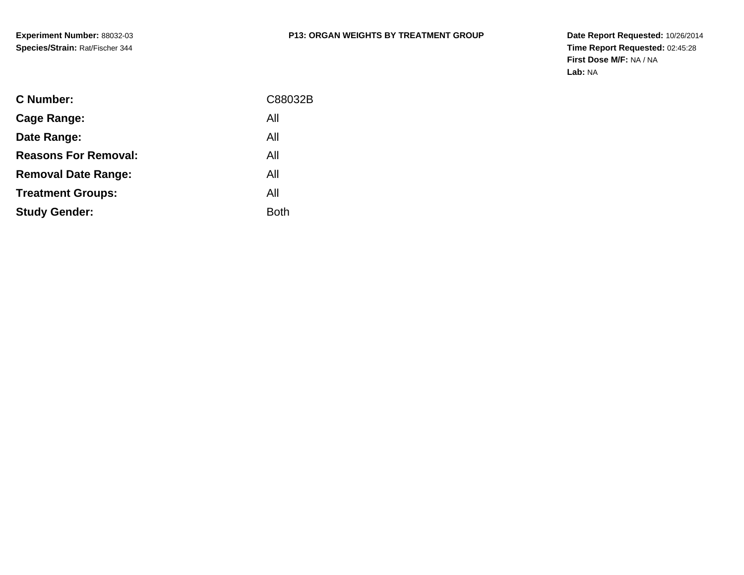**Experiment Number:** 88032-03
**Species/Strain:** Rat/Fischer 344

# P13: ORGAN WEIGHTS BY TREATMENT GROUP

**Date Report Requested:** 10/26/2014
**Time Report Requested:** 02:45:28
**First Dose M/F:** NA / NA
**Lab:** NA

| | |
|---|---|
| **C Number:** | C88032B |
| **Cage Range:** | All |
| **Date Range:** | All |
| **Reasons For Removal:** | All |
| **Removal Date Range:** | All |
| **Treatment Groups:** | All |
| **Study Gender:** | Both |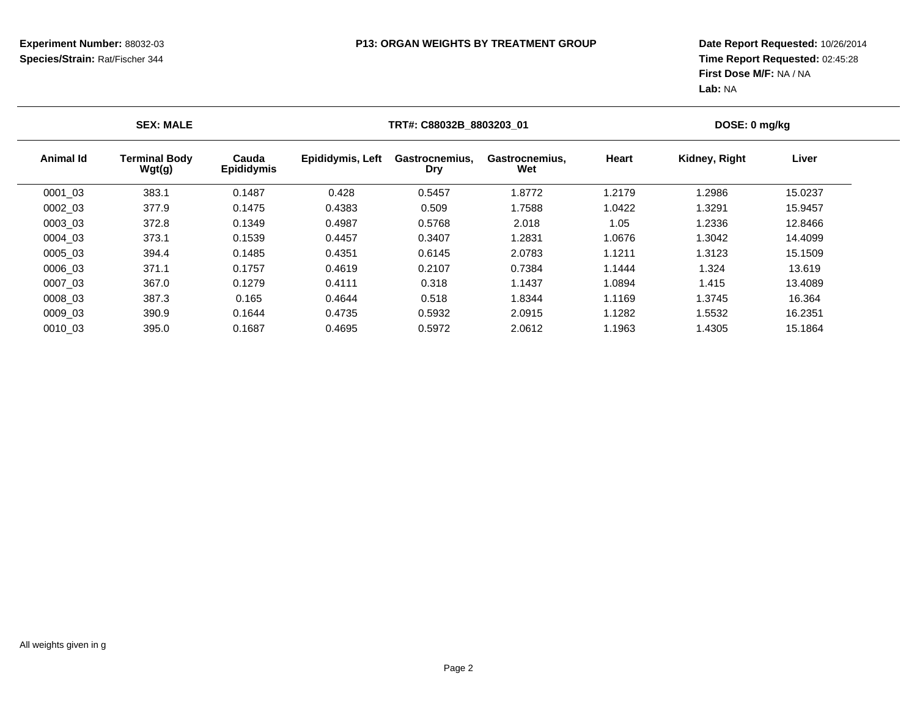**Experiment Number:** 88032-03
**Species/Strain:** Rat/Fischer 344

**P13: ORGAN WEIGHTS BY TREATMENT GROUP**

**Date Report Requested:** 10/26/2014
**Time Report Requested:** 02:45:28
**First Dose M/F:** NA / NA
**Lab:** NA

**SEX: MALE** | **TRT#: C88032B_8803203_01** | **DOSE: 0 mg/kg**

| Animal Id | Terminal Body Wgt(g) | Cauda Epididymis | Epididymis, Left | Gastrocnemius, Dry | Gastrocnemius, Wet | Heart | Kidney, Right | Liver |
|---|---|---|---|---|---|---|---|---|
| 0001_03 | 383.1 | 0.1487 | 0.428 | 0.5457 | 1.8772 | 1.2179 | 1.2986 | 15.0237 |
| 0002_03 | 377.9 | 0.1475 | 0.4383 | 0.509 | 1.7588 | 1.0422 | 1.3291 | 15.9457 |
| 0003_03 | 372.8 | 0.1349 | 0.4987 | 0.5768 | 2.018 | 1.05 | 1.2336 | 12.8466 |
| 0004_03 | 373.1 | 0.1539 | 0.4457 | 0.3407 | 1.2831 | 1.0676 | 1.3042 | 14.4099 |
| 0005_03 | 394.4 | 0.1485 | 0.4351 | 0.6145 | 2.0783 | 1.1211 | 1.3123 | 15.1509 |
| 0006_03 | 371.1 | 0.1757 | 0.4619 | 0.2107 | 0.7384 | 1.1444 | 1.324 | 13.619 |
| 0007_03 | 367.0 | 0.1279 | 0.4111 | 0.318 | 1.1437 | 1.0894 | 1.415 | 13.4089 |
| 0008_03 | 387.3 | 0.165 | 0.4644 | 0.518 | 1.8344 | 1.1169 | 1.3745 | 16.364 |
| 0009_03 | 390.9 | 0.1644 | 0.4735 | 0.5932 | 2.0915 | 1.1282 | 1.5532 | 16.2351 |
| 0010_03 | 395.0 | 0.1687 | 0.4695 | 0.5972 | 2.0612 | 1.1963 | 1.4305 | 15.1864 |

All weights given in g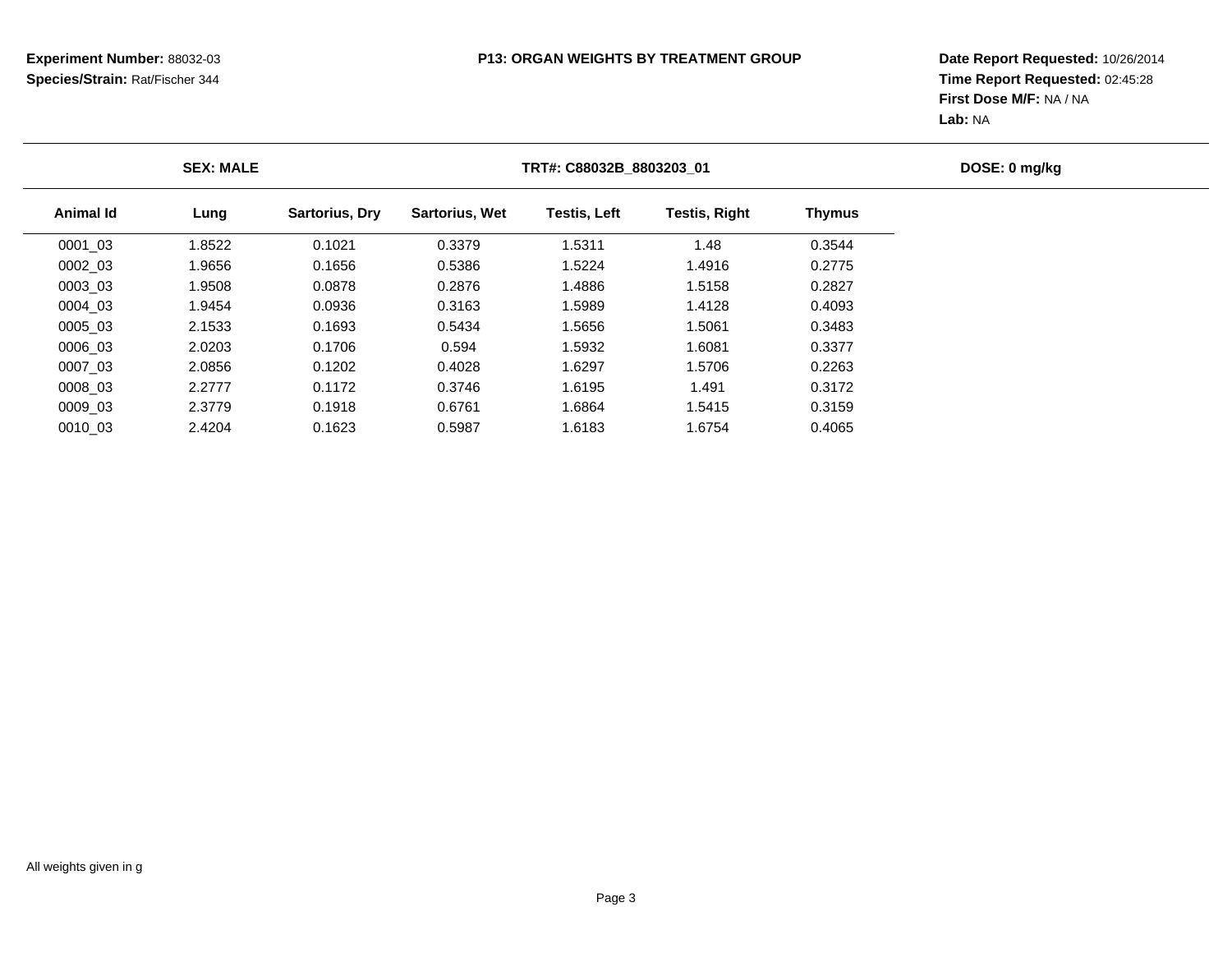**Experiment Number:** 88032-03
**Species/Strain:** Rat/Fischer 344

**P13: ORGAN WEIGHTS BY TREATMENT GROUP**

**Date Report Requested:** 10/26/2014
**Time Report Requested:** 02:45:28
**First Dose M/F:** NA / NA
**Lab:** NA

**SEX: MALE** | **TRT#: C88032B_8803203_01** | **DOSE: 0 mg/kg**

| Animal Id | Lung | Sartorius, Dry | Sartorius, Wet | Testis, Left | Testis, Right | Thymus |
|---|---|---|---|---|---|---|
| 0001_03 | 1.8522 | 0.1021 | 0.3379 | 1.5311 | 1.48 | 0.3544 |
| 0002_03 | 1.9656 | 0.1656 | 0.5386 | 1.5224 | 1.4916 | 0.2775 |
| 0003_03 | 1.9508 | 0.0878 | 0.2876 | 1.4886 | 1.5158 | 0.2827 |
| 0004_03 | 1.9454 | 0.0936 | 0.3163 | 1.5989 | 1.4128 | 0.4093 |
| 0005_03 | 2.1533 | 0.1693 | 0.5434 | 1.5656 | 1.5061 | 0.3483 |
| 0006_03 | 2.0203 | 0.1706 | 0.594 | 1.5932 | 1.6081 | 0.3377 |
| 0007_03 | 2.0856 | 0.1202 | 0.4028 | 1.6297 | 1.5706 | 0.2263 |
| 0008_03 | 2.2777 | 0.1172 | 0.3746 | 1.6195 | 1.491 | 0.3172 |
| 0009_03 | 2.3779 | 0.1918 | 0.6761 | 1.6864 | 1.5415 | 0.3159 |
| 0010_03 | 2.4204 | 0.1623 | 0.5987 | 1.6183 | 1.6754 | 0.4065 |

All weights given in g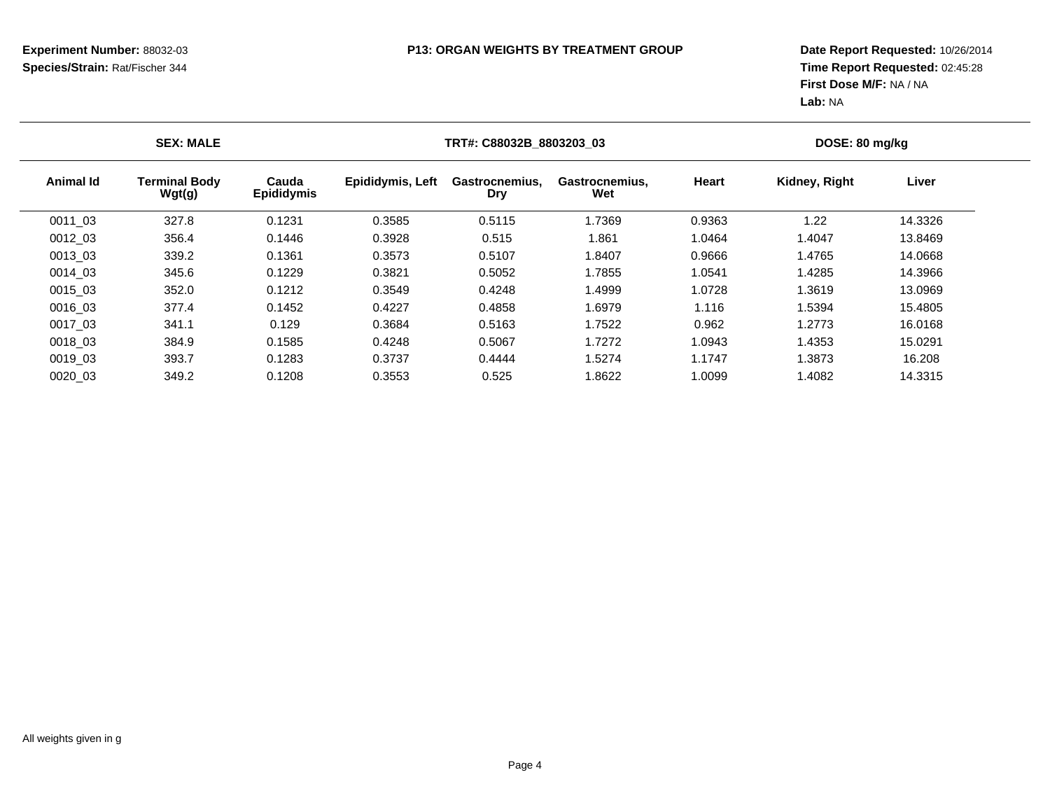**Experiment Number:** 88032-03
**Species/Strain:** Rat/Fischer 344

**P13: ORGAN WEIGHTS BY TREATMENT GROUP**

**Date Report Requested:** 10/26/2014
**Time Report Requested:** 02:45:28
**First Dose M/F:** NA / NA
**Lab:** NA

**SEX: MALE** | **TRT#: C88032B_8803203_03** | **DOSE: 80 mg/kg**

| Animal Id | Terminal Body Wgt(g) | Cauda Epididymis | Epididymis, Left | Gastrocnemius, Dry | Gastrocnemius, Wet | Heart | Kidney, Right | Liver |
|---|---|---|---|---|---|---|---|---|
| 0011_03 | 327.8 | 0.1231 | 0.3585 | 0.5115 | 1.7369 | 0.9363 | 1.22 | 14.3326 |
| 0012_03 | 356.4 | 0.1446 | 0.3928 | 0.515 | 1.861 | 1.0464 | 1.4047 | 13.8469 |
| 0013_03 | 339.2 | 0.1361 | 0.3573 | 0.5107 | 1.8407 | 0.9666 | 1.4765 | 14.0668 |
| 0014_03 | 345.6 | 0.1229 | 0.3821 | 0.5052 | 1.7855 | 1.0541 | 1.4285 | 14.3966 |
| 0015_03 | 352.0 | 0.1212 | 0.3549 | 0.4248 | 1.4999 | 1.0728 | 1.3619 | 13.0969 |
| 0016_03 | 377.4 | 0.1452 | 0.4227 | 0.4858 | 1.6979 | 1.116 | 1.5394 | 15.4805 |
| 0017_03 | 341.1 | 0.129 | 0.3684 | 0.5163 | 1.7522 | 0.962 | 1.2773 | 16.0168 |
| 0018_03 | 384.9 | 0.1585 | 0.4248 | 0.5067 | 1.7272 | 1.0943 | 1.4353 | 15.0291 |
| 0019_03 | 393.7 | 0.1283 | 0.3737 | 0.4444 | 1.5274 | 1.1747 | 1.3873 | 16.208 |
| 0020_03 | 349.2 | 0.1208 | 0.3553 | 0.525 | 1.8622 | 1.0099 | 1.4082 | 14.3315 |

All weights given in g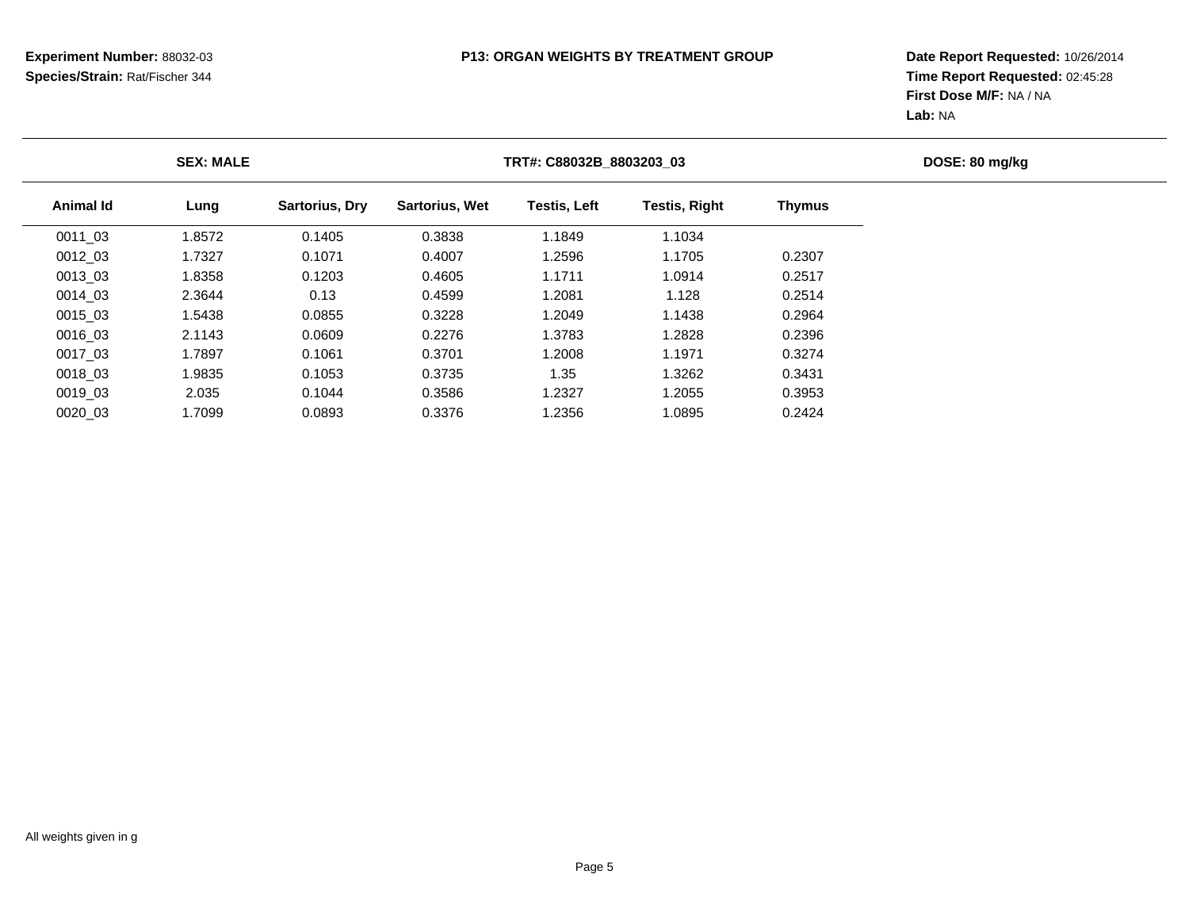**Experiment Number:** 88032-03
**Species/Strain:** Rat/Fischer 344

**P13: ORGAN WEIGHTS BY TREATMENT GROUP**

**Date Report Requested:** 10/26/2014
**Time Report Requested:** 02:45:28
**First Dose M/F:** NA / NA
**Lab:** NA

**SEX: MALE** | **TRT#: C88032B_8803203_03** | **DOSE: 80 mg/kg**

| Animal Id | Lung | Sartorius, Dry | Sartorius, Wet | Testis, Left | Testis, Right | Thymus |
|---|---|---|---|---|---|---|
| 0011_03 | 1.8572 | 0.1405 | 0.3838 | 1.1849 | 1.1034 | |
| 0012_03 | 1.7327 | 0.1071 | 0.4007 | 1.2596 | 1.1705 | 0.2307 |
| 0013_03 | 1.8358 | 0.1203 | 0.4605 | 1.1711 | 1.0914 | 0.2517 |
| 0014_03 | 2.3644 | 0.13 | 0.4599 | 1.2081 | 1.128 | 0.2514 |
| 0015_03 | 1.5438 | 0.0855 | 0.3228 | 1.2049 | 1.1438 | 0.2964 |
| 0016_03 | 2.1143 | 0.0609 | 0.2276 | 1.3783 | 1.2828 | 0.2396 |
| 0017_03 | 1.7897 | 0.1061 | 0.3701 | 1.2008 | 1.1971 | 0.3274 |
| 0018_03 | 1.9835 | 0.1053 | 0.3735 | 1.35 | 1.3262 | 0.3431 |
| 0019_03 | 2.035 | 0.1044 | 0.3586 | 1.2327 | 1.2055 | 0.3953 |
| 0020_03 | 1.7099 | 0.0893 | 0.3376 | 1.2356 | 1.0895 | 0.2424 |

All weights given in g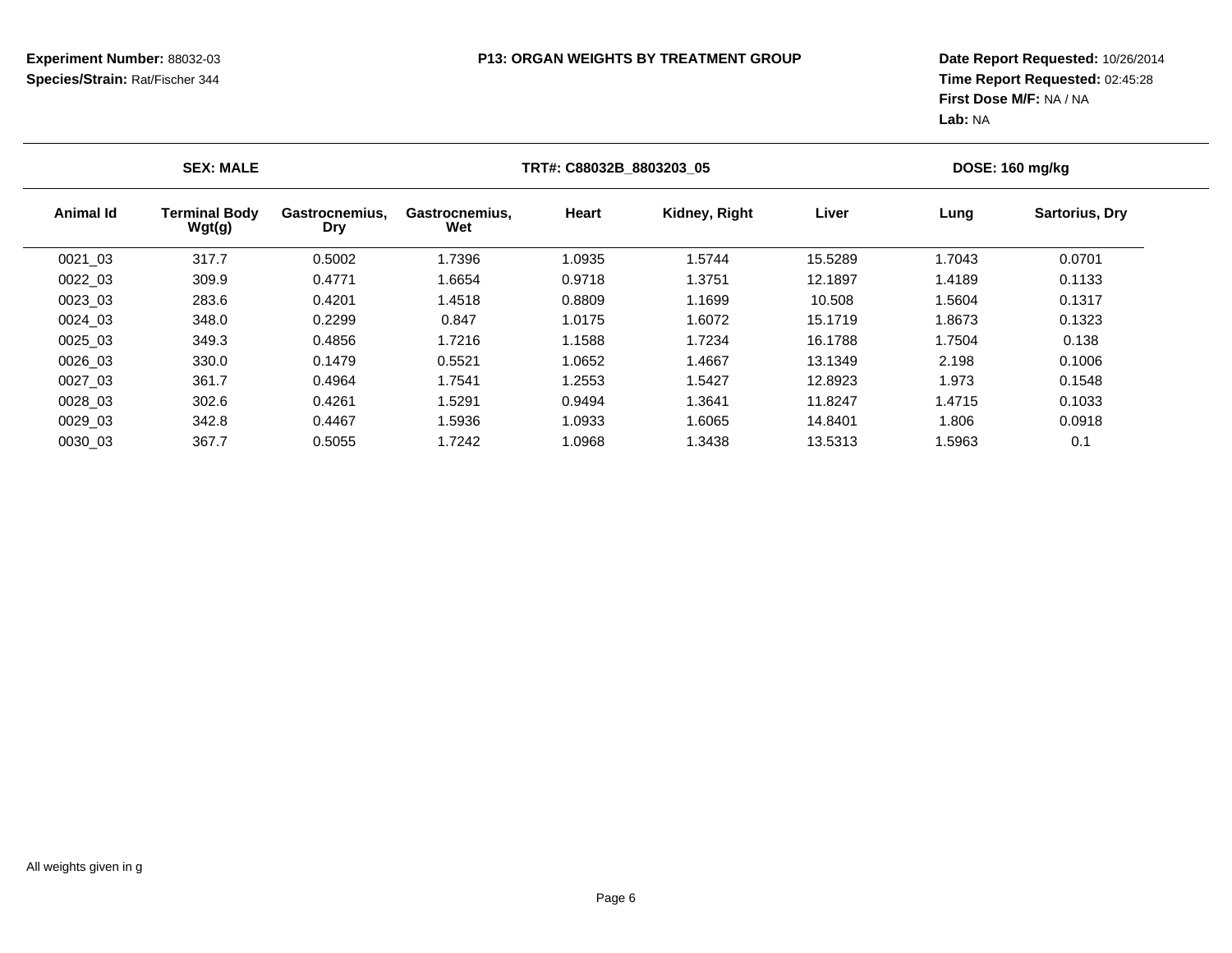**Experiment Number:** 88032-03
**Species/Strain:** Rat/Fischer 344

**P13: ORGAN WEIGHTS BY TREATMENT GROUP**

**Date Report Requested:** 10/26/2014
**Time Report Requested:** 02:45:28
**First Dose M/F:** NA / NA
**Lab:** NA

| **SEX: MALE** | | | | **TRT#: C88032B_8803203_05** | | | | **DOSE: 160 mg/kg** |
|---|---|---|---|---|---|---|---|---|
| **Animal Id** | **Terminal Body Wgt(g)** | **Gastrocnemius, Dry** | **Gastrocnemius, Wet** | **Heart** | **Kidney, Right** | **Liver** | **Lung** | **Sartorius, Dry** |
| 0021_03 | 317.7 | 0.5002 | 1.7396 | 1.0935 | 1.5744 | 15.5289 | 1.7043 | 0.0701 |
| 0022_03 | 309.9 | 0.4771 | 1.6654 | 0.9718 | 1.3751 | 12.1897 | 1.4189 | 0.1133 |
| 0023_03 | 283.6 | 0.4201 | 1.4518 | 0.8809 | 1.1699 | 10.508 | 1.5604 | 0.1317 |
| 0024_03 | 348.0 | 0.2299 | 0.847 | 1.0175 | 1.6072 | 15.1719 | 1.8673 | 0.1323 |
| 0025_03 | 349.3 | 0.4856 | 1.7216 | 1.1588 | 1.7234 | 16.1788 | 1.7504 | 0.138 |
| 0026_03 | 330.0 | 0.1479 | 0.5521 | 1.0652 | 1.4667 | 13.1349 | 2.198 | 0.1006 |
| 0027_03 | 361.7 | 0.4964 | 1.7541 | 1.2553 | 1.5427 | 12.8923 | 1.973 | 0.1548 |
| 0028_03 | 302.6 | 0.4261 | 1.5291 | 0.9494 | 1.3641 | 11.8247 | 1.4715 | 0.1033 |
| 0029_03 | 342.8 | 0.4467 | 1.5936 | 1.0933 | 1.6065 | 14.8401 | 1.806 | 0.0918 |
| 0030_03 | 367.7 | 0.5055 | 1.7242 | 1.0968 | 1.3438 | 13.5313 | 1.5963 | 0.1 |

All weights given in g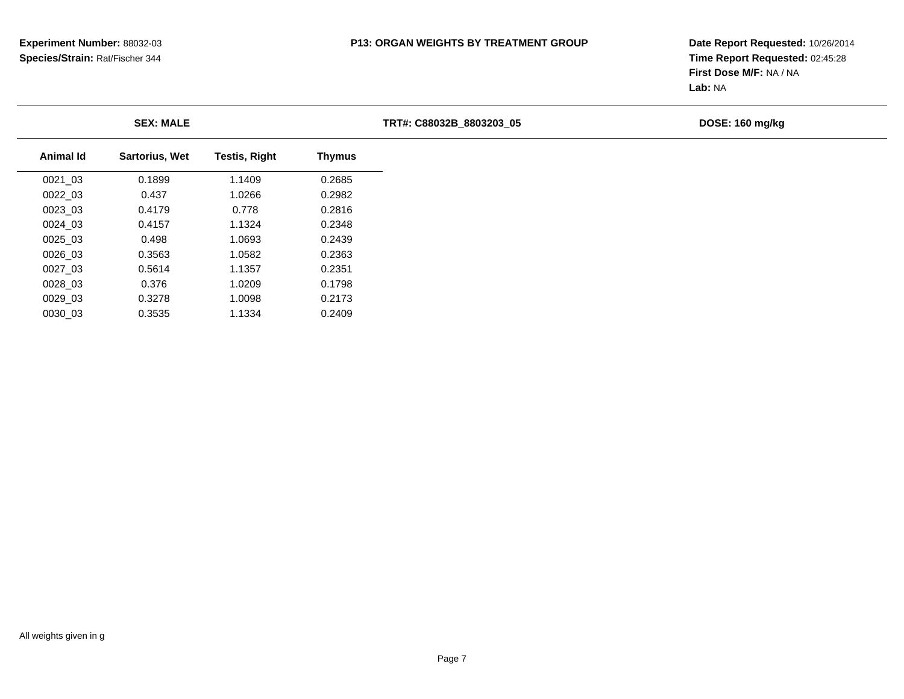**Experiment Number:** 88032-03
**Species/Strain:** Rat/Fischer 344

**P13: ORGAN WEIGHTS BY TREATMENT GROUP**

**Date Report Requested:** 10/26/2014
**Time Report Requested:** 02:45:28
**First Dose M/F:** NA / NA
**Lab:** NA

**SEX: MALE** | **TRT#: C88032B_8803203_05** | **DOSE: 160 mg/kg**

| Animal Id | Sartorius, Wet | Testis, Right | Thymus |
|---|---|---|---|
| 0021_03 | 0.1899 | 1.1409 | 0.2685 |
| 0022_03 | 0.437 | 1.0266 | 0.2982 |
| 0023_03 | 0.4179 | 0.778 | 0.2816 |
| 0024_03 | 0.4157 | 1.1324 | 0.2348 |
| 0025_03 | 0.498 | 1.0693 | 0.2439 |
| 0026_03 | 0.3563 | 1.0582 | 0.2363 |
| 0027_03 | 0.5614 | 1.1357 | 0.2351 |
| 0028_03 | 0.376 | 1.0209 | 0.1798 |
| 0029_03 | 0.3278 | 1.0098 | 0.2173 |
| 0030_03 | 0.3535 | 1.1334 | 0.2409 |

All weights given in g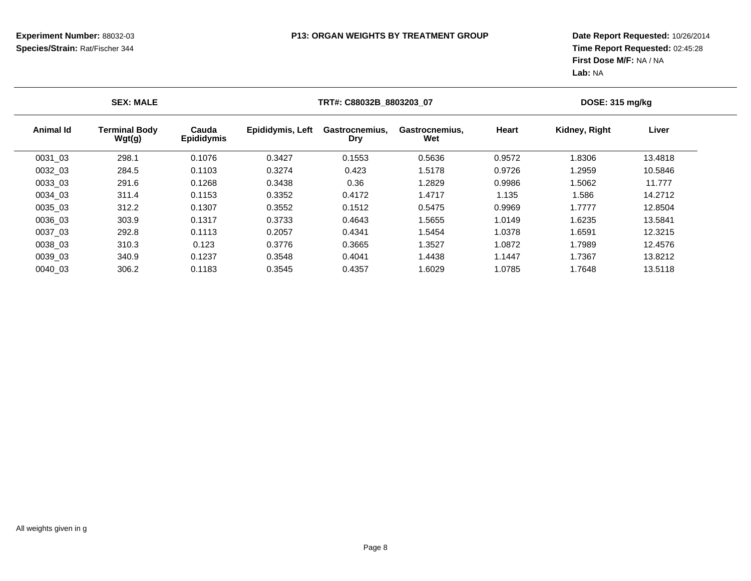**Experiment Number:** 88032-03
**Species/Strain:** Rat/Fischer 344

**P13: ORGAN WEIGHTS BY TREATMENT GROUP**

**Date Report Requested:** 10/26/2014
**Time Report Requested:** 02:45:28
**First Dose M/F:** NA / NA
**Lab:** NA

**SEX: MALE** | **TRT#: C88032B_8803203_07** | **DOSE: 315 mg/kg**

| Animal Id | Terminal Body Wgt(g) | Cauda Epididymis | Epididymis, Left | Gastrocnemius, Dry | Gastrocnemius, Wet | Heart | Kidney, Right | Liver |
|---|---|---|---|---|---|---|---|---|
| 0031_03 | 298.1 | 0.1076 | 0.3427 | 0.1553 | 0.5636 | 0.9572 | 1.8306 | 13.4818 |
| 0032_03 | 284.5 | 0.1103 | 0.3274 | 0.423 | 1.5178 | 0.9726 | 1.2959 | 10.5846 |
| 0033_03 | 291.6 | 0.1268 | 0.3438 | 0.36 | 1.2829 | 0.9986 | 1.5062 | 11.777 |
| 0034_03 | 311.4 | 0.1153 | 0.3352 | 0.4172 | 1.4717 | 1.135 | 1.586 | 14.2712 |
| 0035_03 | 312.2 | 0.1307 | 0.3552 | 0.1512 | 0.5475 | 0.9969 | 1.7777 | 12.8504 |
| 0036_03 | 303.9 | 0.1317 | 0.3733 | 0.4643 | 1.5655 | 1.0149 | 1.6235 | 13.5841 |
| 0037_03 | 292.8 | 0.1113 | 0.2057 | 0.4341 | 1.5454 | 1.0378 | 1.6591 | 12.3215 |
| 0038_03 | 310.3 | 0.123 | 0.3776 | 0.3665 | 1.3527 | 1.0872 | 1.7989 | 12.4576 |
| 0039_03 | 340.9 | 0.1237 | 0.3548 | 0.4041 | 1.4438 | 1.1447 | 1.7367 | 13.8212 |
| 0040_03 | 306.2 | 0.1183 | 0.3545 | 0.4357 | 1.6029 | 1.0785 | 1.7648 | 13.5118 |

All weights given in g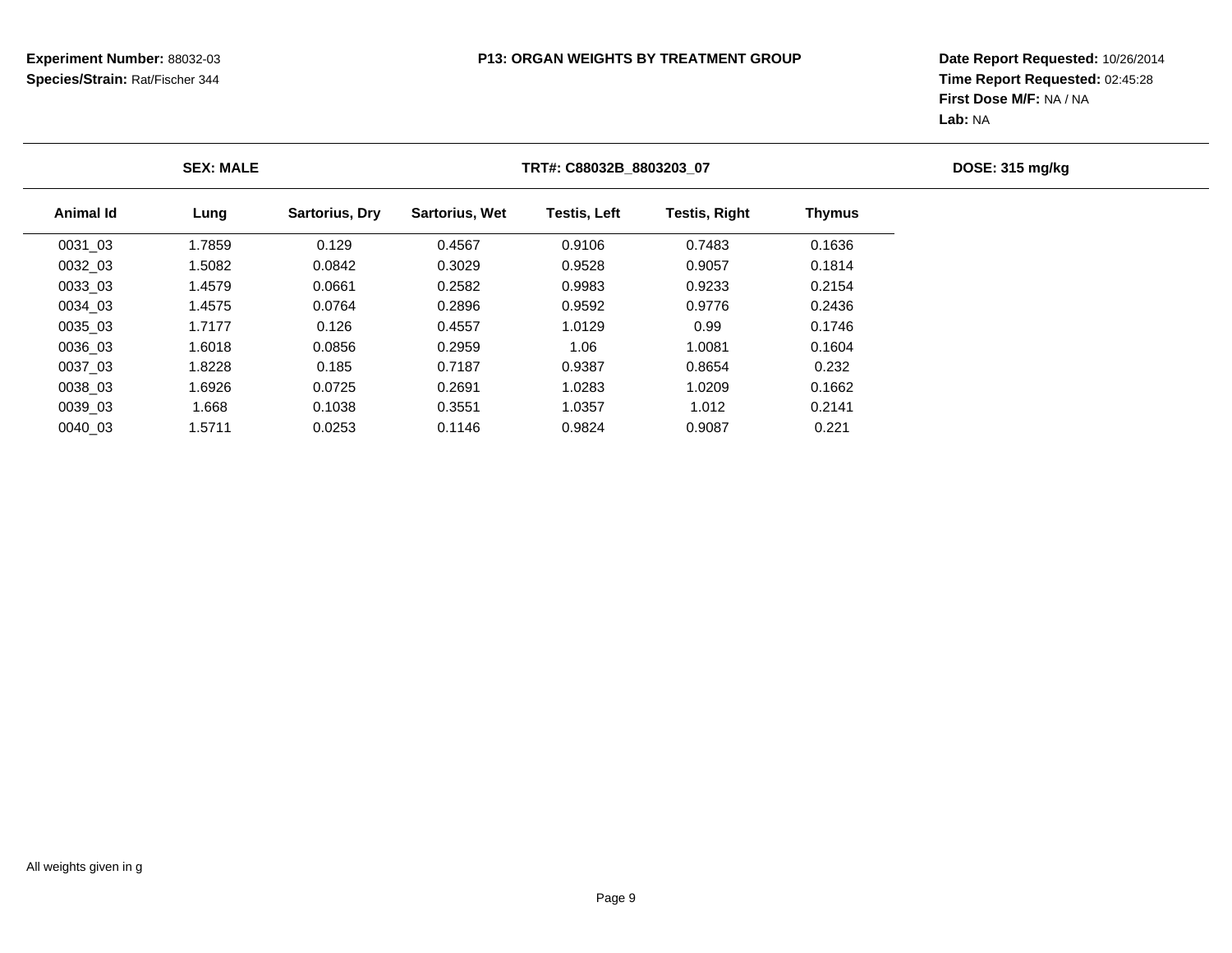**Experiment Number:** 88032-03
**Species/Strain:** Rat/Fischer 344

**P13: ORGAN WEIGHTS BY TREATMENT GROUP**

**Date Report Requested:** 10/26/2014
**Time Report Requested:** 02:45:28
**First Dose M/F:** NA / NA
**Lab:** NA

**SEX: MALE** | **TRT#: C88032B_8803203_07** | **DOSE: 315 mg/kg**

| Animal Id | Lung | Sartorius, Dry | Sartorius, Wet | Testis, Left | Testis, Right | Thymus |
|---|---|---|---|---|---|---|
| 0031_03 | 1.7859 | 0.129 | 0.4567 | 0.9106 | 0.7483 | 0.1636 |
| 0032_03 | 1.5082 | 0.0842 | 0.3029 | 0.9528 | 0.9057 | 0.1814 |
| 0033_03 | 1.4579 | 0.0661 | 0.2582 | 0.9983 | 0.9233 | 0.2154 |
| 0034_03 | 1.4575 | 0.0764 | 0.2896 | 0.9592 | 0.9776 | 0.2436 |
| 0035_03 | 1.7177 | 0.126 | 0.4557 | 1.0129 | 0.99 | 0.1746 |
| 0036_03 | 1.6018 | 0.0856 | 0.2959 | 1.06 | 1.0081 | 0.1604 |
| 0037_03 | 1.8228 | 0.185 | 0.7187 | 0.9387 | 0.8654 | 0.232 |
| 0038_03 | 1.6926 | 0.0725 | 0.2691 | 1.0283 | 1.0209 | 0.1662 |
| 0039_03 | 1.668 | 0.1038 | 0.3551 | 1.0357 | 1.012 | 0.2141 |
| 0040_03 | 1.5711 | 0.0253 | 0.1146 | 0.9824 | 0.9087 | 0.221 |

All weights given in g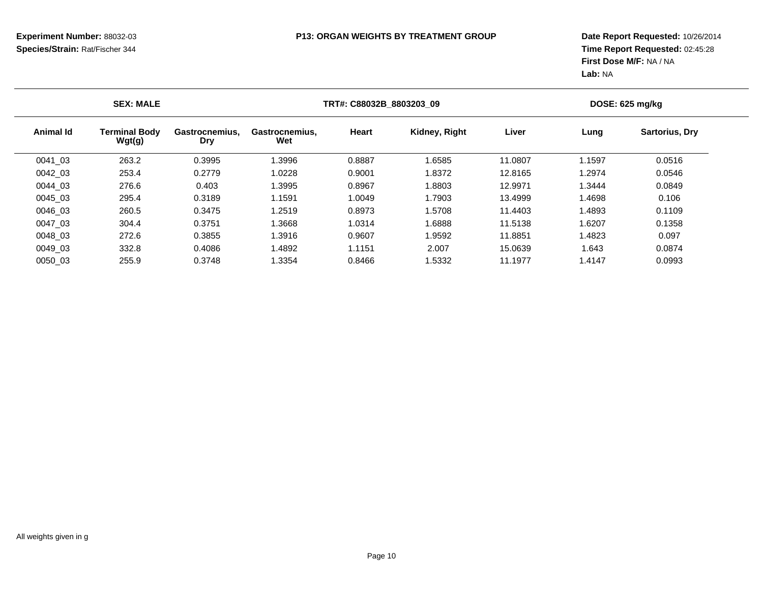**Experiment Number:** 88032-03
**Species/Strain:** Rat/Fischer 344

**P13: ORGAN WEIGHTS BY TREATMENT GROUP**

**Date Report Requested:** 10/26/2014
**Time Report Requested:** 02:45:28
**First Dose M/F:** NA / NA
**Lab:** NA

**SEX: MALE** | **TRT#: C88032B_8803203_09** | **DOSE: 625 mg/kg**

| Animal Id | Terminal Body Wgt(g) | Gastrocnemius, Dry | Gastrocnemius, Wet | Heart | Kidney, Right | Liver | Lung | Sartorius, Dry |
|---|---|---|---|---|---|---|---|---|
| 0041_03 | 263.2 | 0.3995 | 1.3996 | 0.8887 | 1.6585 | 11.0807 | 1.1597 | 0.0516 |
| 0042_03 | 253.4 | 0.2779 | 1.0228 | 0.9001 | 1.8372 | 12.8165 | 1.2974 | 0.0546 |
| 0044_03 | 276.6 | 0.403 | 1.3995 | 0.8967 | 1.8803 | 12.9971 | 1.3444 | 0.0849 |
| 0045_03 | 295.4 | 0.3189 | 1.1591 | 1.0049 | 1.7903 | 13.4999 | 1.4698 | 0.106 |
| 0046_03 | 260.5 | 0.3475 | 1.2519 | 0.8973 | 1.5708 | 11.4403 | 1.4893 | 0.1109 |
| 0047_03 | 304.4 | 0.3751 | 1.3668 | 1.0314 | 1.6888 | 11.5138 | 1.6207 | 0.1358 |
| 0048_03 | 272.6 | 0.3855 | 1.3916 | 0.9607 | 1.9592 | 11.8851 | 1.4823 | 0.097 |
| 0049_03 | 332.8 | 0.4086 | 1.4892 | 1.1151 | 2.007 | 15.0639 | 1.643 | 0.0874 |
| 0050_03 | 255.9 | 0.3748 | 1.3354 | 0.8466 | 1.5332 | 11.1977 | 1.4147 | 0.0993 |

All weights given in g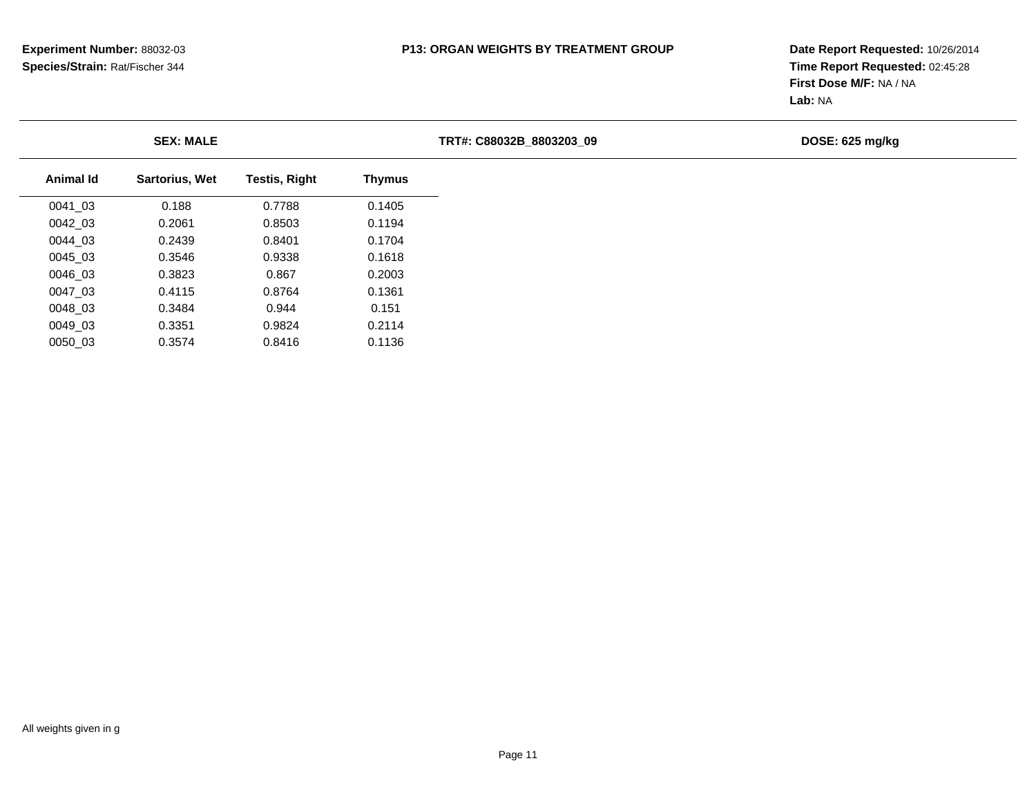**Experiment Number:** 88032-03
**Species/Strain:** Rat/Fischer 344

**P13: ORGAN WEIGHTS BY TREATMENT GROUP**

**Date Report Requested:** 10/26/2014
**Time Report Requested:** 02:45:28
**First Dose M/F:** NA / NA
**Lab:** NA

**SEX: MALE** | **TRT#: C88032B_8803203_09** | **DOSE: 625 mg/kg**

| Animal Id | Sartorius, Wet | Testis, Right | Thymus |
|---|---|---|---|
| 0041_03 | 0.188 | 0.7788 | 0.1405 |
| 0042_03 | 0.2061 | 0.8503 | 0.1194 |
| 0044_03 | 0.2439 | 0.8401 | 0.1704 |
| 0045_03 | 0.3546 | 0.9338 | 0.1618 |
| 0046_03 | 0.3823 | 0.867 | 0.2003 |
| 0047_03 | 0.4115 | 0.8764 | 0.1361 |
| 0048_03 | 0.3484 | 0.944 | 0.151 |
| 0049_03 | 0.3351 | 0.9824 | 0.2114 |
| 0050_03 | 0.3574 | 0.8416 | 0.1136 |

All weights given in g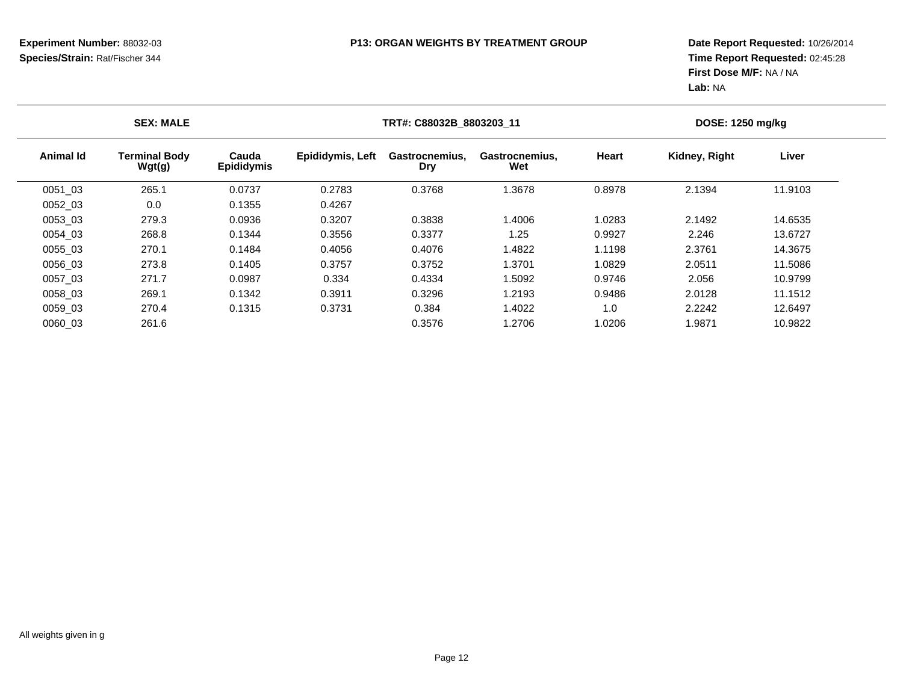**Experiment Number:** 88032-03
**Species/Strain:** Rat/Fischer 344

**P13: ORGAN WEIGHTS BY TREATMENT GROUP**

**Date Report Requested:** 10/26/2014
**Time Report Requested:** 02:45:28
**First Dose M/F:** NA / NA
**Lab:** NA

| SEX: MALE | | | | TRT#: C88032B_8803203_11 | | | DOSE: 1250 mg/kg | |
|---|---|---|---|---|---|---|---|---|
| **Animal Id** | **Terminal Body Wgt(g)** | **Cauda Epididymis** | **Epididymis, Left** | **Gastrocnemius, Dry** | **Gastrocnemius, Wet** | **Heart** | **Kidney, Right** | **Liver** |
| 0051_03 | 265.1 | 0.0737 | 0.2783 | 0.3768 | 1.3678 | 0.8978 | 2.1394 | 11.9103 |
| 0052_03 | 0.0 | 0.1355 | 0.4267 | | | | | |
| 0053_03 | 279.3 | 0.0936 | 0.3207 | 0.3838 | 1.4006 | 1.0283 | 2.1492 | 14.6535 |
| 0054_03 | 268.8 | 0.1344 | 0.3556 | 0.3377 | 1.25 | 0.9927 | 2.246 | 13.6727 |
| 0055_03 | 270.1 | 0.1484 | 0.4056 | 0.4076 | 1.4822 | 1.1198 | 2.3761 | 14.3675 |
| 0056_03 | 273.8 | 0.1405 | 0.3757 | 0.3752 | 1.3701 | 1.0829 | 2.0511 | 11.5086 |
| 0057_03 | 271.7 | 0.0987 | 0.334 | 0.4334 | 1.5092 | 0.9746 | 2.056 | 10.9799 |
| 0058_03 | 269.1 | 0.1342 | 0.3911 | 0.3296 | 1.2193 | 0.9486 | 2.0128 | 11.1512 |
| 0059_03 | 270.4 | 0.1315 | 0.3731 | 0.384 | 1.4022 | 1.0 | 2.2242 | 12.6497 |
| 0060_03 | 261.6 | | | 0.3576 | 1.2706 | 1.0206 | 1.9871 | 10.9822 |

All weights given in g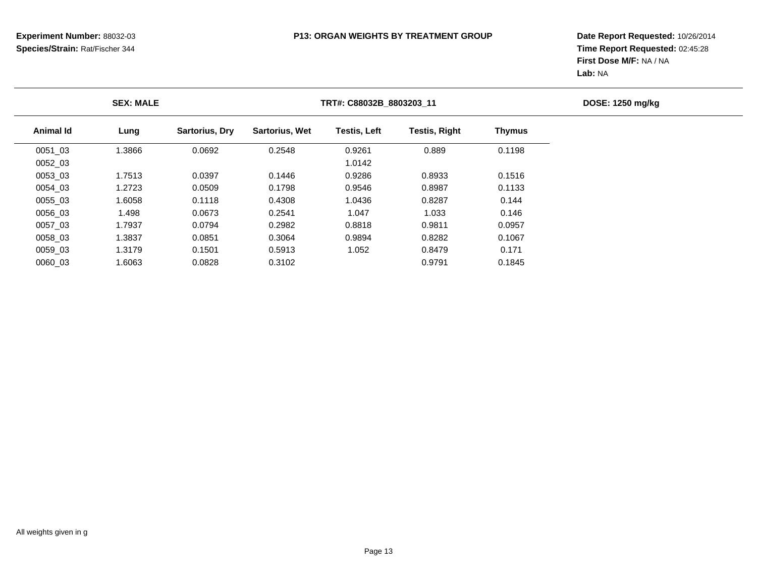**Experiment Number:** 88032-03
**Species/Strain:** Rat/Fischer 344

**P13: ORGAN WEIGHTS BY TREATMENT GROUP**

**Date Report Requested:** 10/26/2014
**Time Report Requested:** 02:45:28
**First Dose M/F:** NA / NA
**Lab:** NA

**SEX: MALE** | **TRT#: C88032B_8803203_11** | **DOSE: 1250 mg/kg**

| Animal Id | Lung | Sartorius, Dry | Sartorius, Wet | Testis, Left | Testis, Right | Thymus |
|---|---|---|---|---|---|---|
| 0051_03 | 1.3866 | 0.0692 | 0.2548 | 0.9261 | 0.889 | 0.1198 |
| 0052_03 | | | | 1.0142 | | |
| 0053_03 | 1.7513 | 0.0397 | 0.1446 | 0.9286 | 0.8933 | 0.1516 |
| 0054_03 | 1.2723 | 0.0509 | 0.1798 | 0.9546 | 0.8987 | 0.1133 |
| 0055_03 | 1.6058 | 0.1118 | 0.4308 | 1.0436 | 0.8287 | 0.144 |
| 0056_03 | 1.498 | 0.0673 | 0.2541 | 1.047 | 1.033 | 0.146 |
| 0057_03 | 1.7937 | 0.0794 | 0.2982 | 0.8818 | 0.9811 | 0.0957 |
| 0058_03 | 1.3837 | 0.0851 | 0.3064 | 0.9894 | 0.8282 | 0.1067 |
| 0059_03 | 1.3179 | 0.1501 | 0.5913 | 1.052 | 0.8479 | 0.171 |
| 0060_03 | 1.6063 | 0.0828 | 0.3102 | | 0.9791 | 0.1845 |

All weights given in g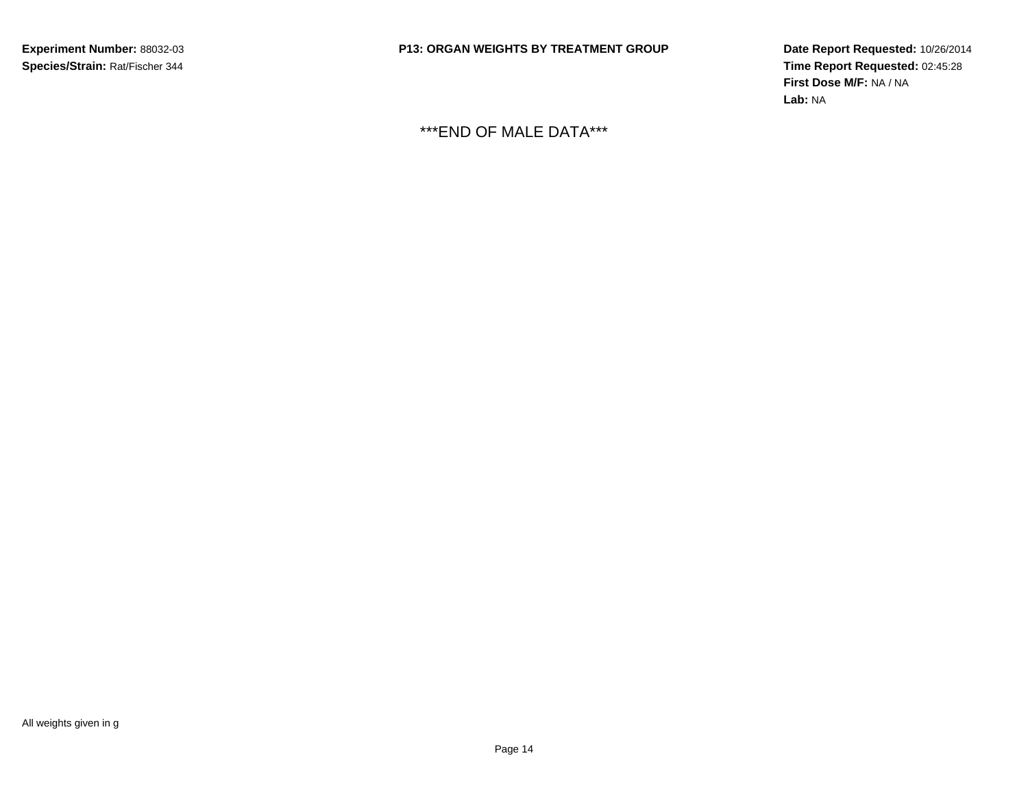***END OF MALE DATA***

All weights given in g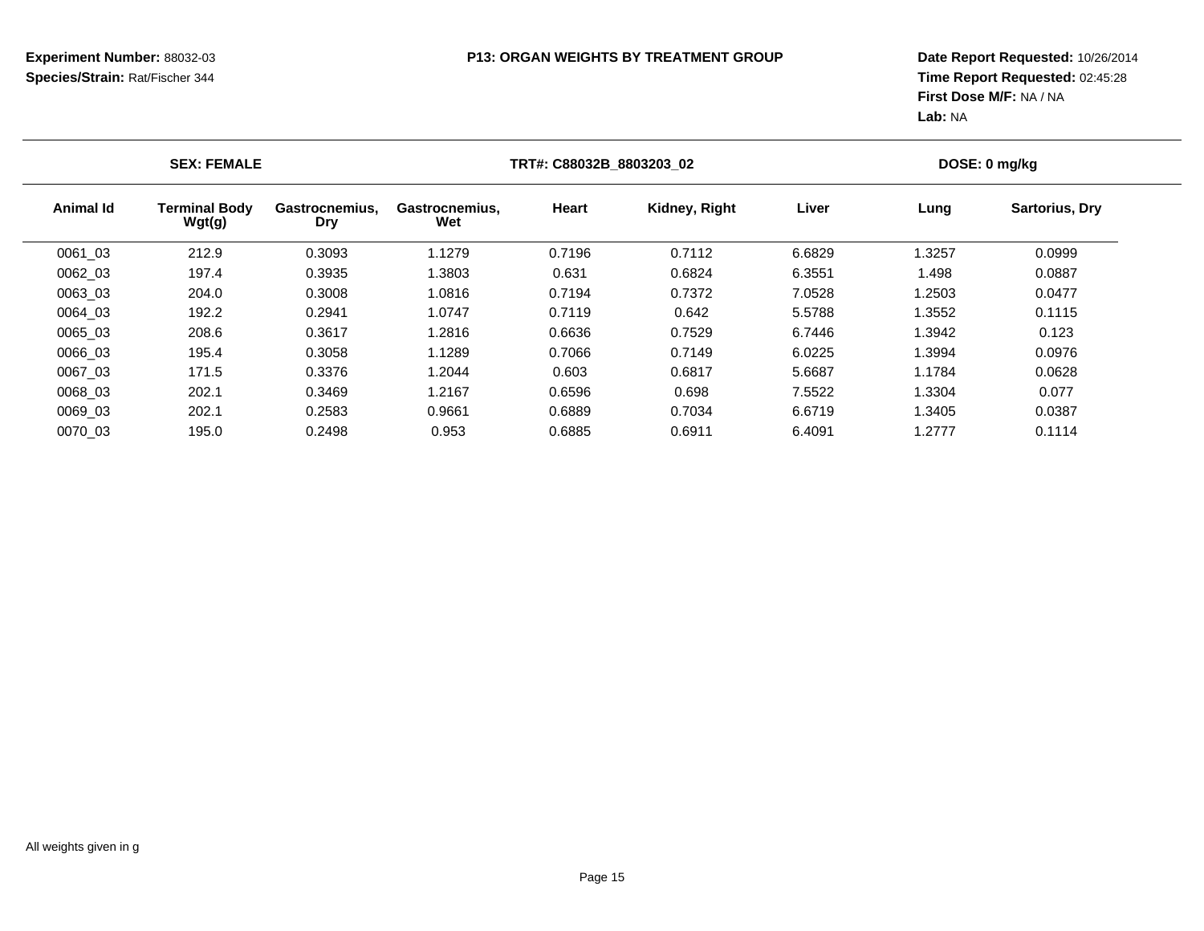**Experiment Number:** 88032-03
**Species/Strain:** Rat/Fischer 344

**P13: ORGAN WEIGHTS BY TREATMENT GROUP**

**Date Report Requested:** 10/26/2014
**Time Report Requested:** 02:45:28
**First Dose M/F:** NA / NA
**Lab:** NA

**SEX: FEMALE** | **TRT#: C88032B_8803203_02** | **DOSE: 0 mg/kg**

| Animal Id | Terminal Body Wgt(g) | Gastrocnemius, Dry | Gastrocnemius, Wet | Heart | Kidney, Right | Liver | Lung | Sartorius, Dry |
|---|---|---|---|---|---|---|---|---|
| 0061_03 | 212.9 | 0.3093 | 1.1279 | 0.7196 | 0.7112 | 6.6829 | 1.3257 | 0.0999 |
| 0062_03 | 197.4 | 0.3935 | 1.3803 | 0.631 | 0.6824 | 6.3551 | 1.498 | 0.0887 |
| 0063_03 | 204.0 | 0.3008 | 1.0816 | 0.7194 | 0.7372 | 7.0528 | 1.2503 | 0.0477 |
| 0064_03 | 192.2 | 0.2941 | 1.0747 | 0.7119 | 0.642 | 5.5788 | 1.3552 | 0.1115 |
| 0065_03 | 208.6 | 0.3617 | 1.2816 | 0.6636 | 0.7529 | 6.7446 | 1.3942 | 0.123 |
| 0066_03 | 195.4 | 0.3058 | 1.1289 | 0.7066 | 0.7149 | 6.0225 | 1.3994 | 0.0976 |
| 0067_03 | 171.5 | 0.3376 | 1.2044 | 0.603 | 0.6817 | 5.6687 | 1.1784 | 0.0628 |
| 0068_03 | 202.1 | 0.3469 | 1.2167 | 0.6596 | 0.698 | 7.5522 | 1.3304 | 0.077 |
| 0069_03 | 202.1 | 0.2583 | 0.9661 | 0.6889 | 0.7034 | 6.6719 | 1.3405 | 0.0387 |
| 0070_03 | 195.0 | 0.2498 | 0.953 | 0.6885 | 0.6911 | 6.4091 | 1.2777 | 0.1114 |

All weights given in g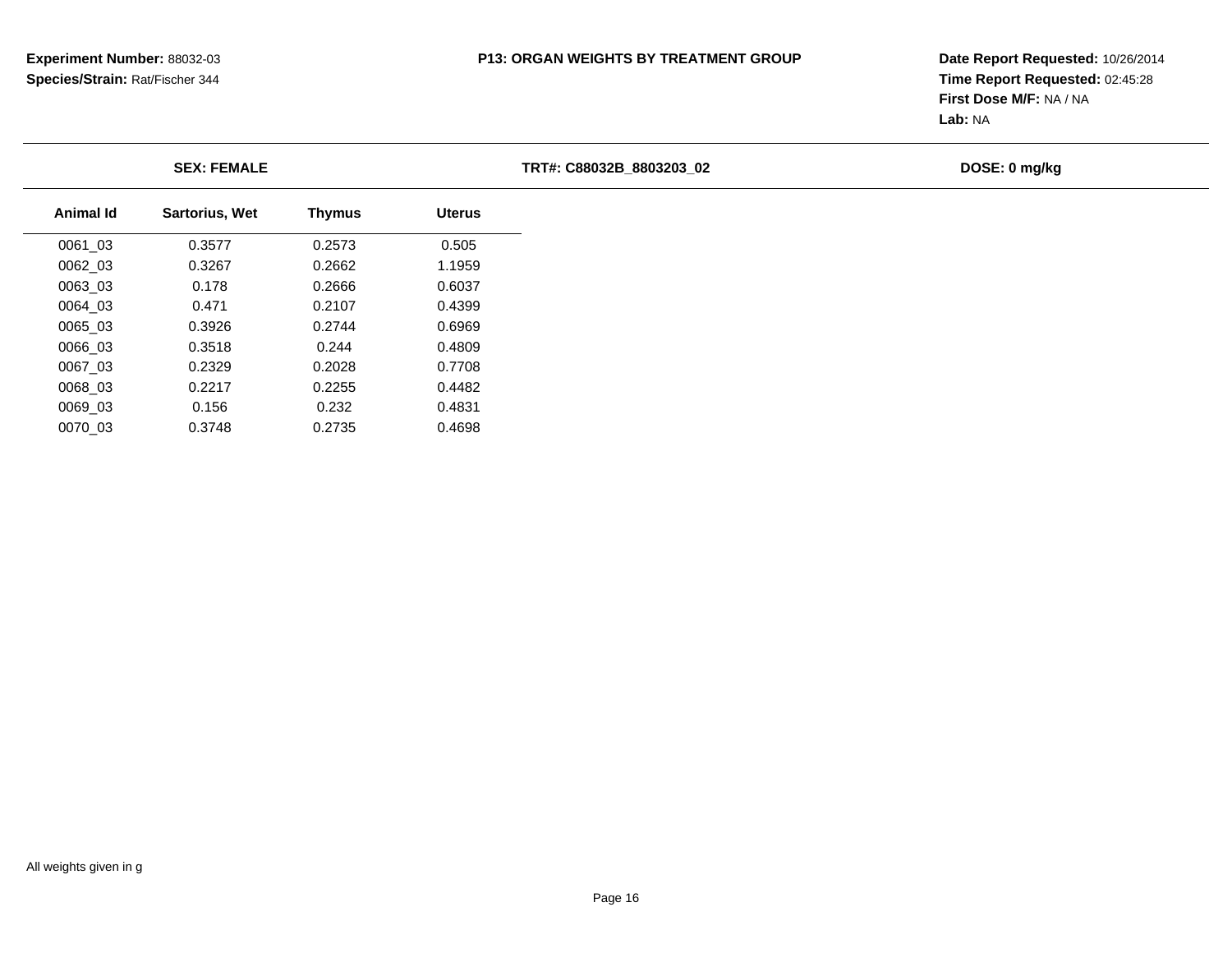**Experiment Number:** 88032-03
**Species/Strain:** Rat/Fischer 344

**P13: ORGAN WEIGHTS BY TREATMENT GROUP**

**Date Report Requested:** 10/26/2014
**Time Report Requested:** 02:45:28
**First Dose M/F:** NA / NA
**Lab:** NA

**SEX: FEMALE** | **TRT#: C88032B_8803203_02** | **DOSE: 0 mg/kg**

| Animal Id | Sartorius, Wet | Thymus | Uterus |
|---|---|---|---|
| 0061_03 | 0.3577 | 0.2573 | 0.505 |
| 0062_03 | 0.3267 | 0.2662 | 1.1959 |
| 0063_03 | 0.178 | 0.2666 | 0.6037 |
| 0064_03 | 0.471 | 0.2107 | 0.4399 |
| 0065_03 | 0.3926 | 0.2744 | 0.6969 |
| 0066_03 | 0.3518 | 0.244 | 0.4809 |
| 0067_03 | 0.2329 | 0.2028 | 0.7708 |
| 0068_03 | 0.2217 | 0.2255 | 0.4482 |
| 0069_03 | 0.156 | 0.232 | 0.4831 |
| 0070_03 | 0.3748 | 0.2735 | 0.4698 |

All weights given in g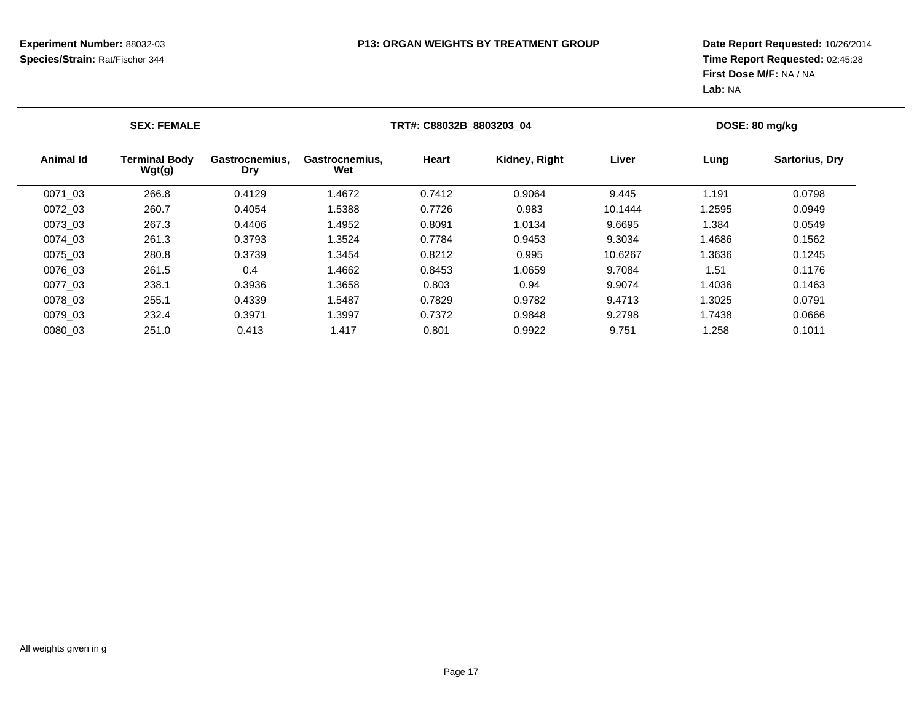**Experiment Number:** 88032-03
**Species/Strain:** Rat/Fischer 344

**P13: ORGAN WEIGHTS BY TREATMENT GROUP**

**Date Report Requested:** 10/26/2014
**Time Report Requested:** 02:45:28
**First Dose M/F:** NA / NA
**Lab:** NA

**SEX: FEMALE** | **TRT#: C88032B_8803203_04** | **DOSE: 80 mg/kg**

| Animal Id | Terminal Body Wgt(g) | Gastrocnemius, Dry | Gastrocnemius, Wet | Heart | Kidney, Right | Liver | Lung | Sartorius, Dry |
|---|---|---|---|---|---|---|---|---|
| 0071_03 | 266.8 | 0.4129 | 1.4672 | 0.7412 | 0.9064 | 9.445 | 1.191 | 0.0798 |
| 0072_03 | 260.7 | 0.4054 | 1.5388 | 0.7726 | 0.983 | 10.1444 | 1.2595 | 0.0949 |
| 0073_03 | 267.3 | 0.4406 | 1.4952 | 0.8091 | 1.0134 | 9.6695 | 1.384 | 0.0549 |
| 0074_03 | 261.3 | 0.3793 | 1.3524 | 0.7784 | 0.9453 | 9.3034 | 1.4686 | 0.1562 |
| 0075_03 | 280.8 | 0.3739 | 1.3454 | 0.8212 | 0.995 | 10.6267 | 1.3636 | 0.1245 |
| 0076_03 | 261.5 | 0.4 | 1.4662 | 0.8453 | 1.0659 | 9.7084 | 1.51 | 0.1176 |
| 0077_03 | 238.1 | 0.3936 | 1.3658 | 0.803 | 0.94 | 9.9074 | 1.4036 | 0.1463 |
| 0078_03 | 255.1 | 0.4339 | 1.5487 | 0.7829 | 0.9782 | 9.4713 | 1.3025 | 0.0791 |
| 0079_03 | 232.4 | 0.3971 | 1.3997 | 0.7372 | 0.9848 | 9.2798 | 1.7438 | 0.0666 |
| 0080_03 | 251.0 | 0.413 | 1.417 | 0.801 | 0.9922 | 9.751 | 1.258 | 0.1011 |

All weights given in g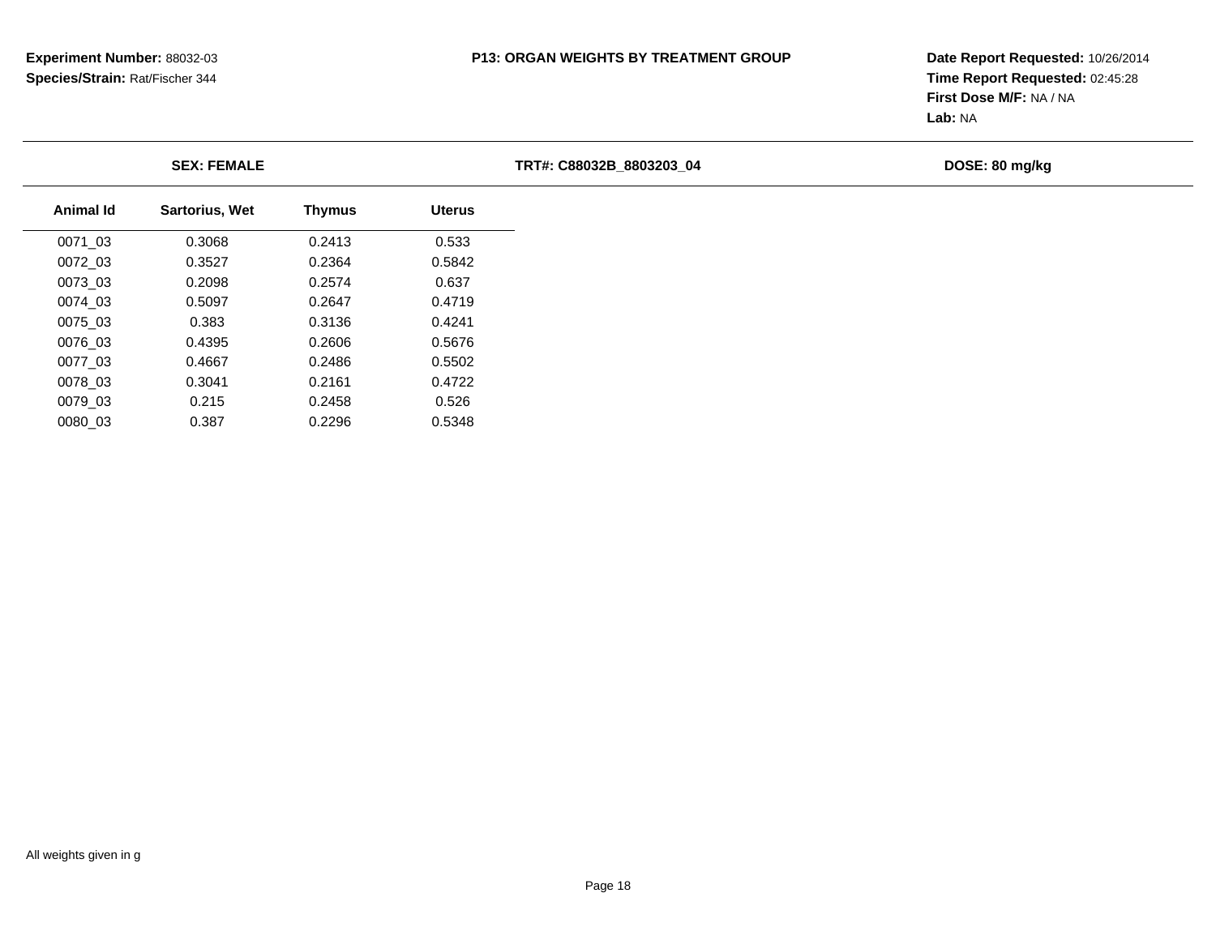**Experiment Number:** 88032-03
**Species/Strain:** Rat/Fischer 344

**P13: ORGAN WEIGHTS BY TREATMENT GROUP**

**Date Report Requested:** 10/26/2014
**Time Report Requested:** 02:45:28
**First Dose M/F:** NA / NA
**Lab:** NA

**SEX: FEMALE** **TRT#: C88032B_8803203_04** **DOSE: 80 mg/kg**

| Animal Id | Sartorius, Wet | Thymus | Uterus |
|---|---|---|---|
| 0071_03 | 0.3068 | 0.2413 | 0.533 |
| 0072_03 | 0.3527 | 0.2364 | 0.5842 |
| 0073_03 | 0.2098 | 0.2574 | 0.637 |
| 0074_03 | 0.5097 | 0.2647 | 0.4719 |
| 0075_03 | 0.383 | 0.3136 | 0.4241 |
| 0076_03 | 0.4395 | 0.2606 | 0.5676 |
| 0077_03 | 0.4667 | 0.2486 | 0.5502 |
| 0078_03 | 0.3041 | 0.2161 | 0.4722 |
| 0079_03 | 0.215 | 0.2458 | 0.526 |
| 0080_03 | 0.387 | 0.2296 | 0.5348 |

All weights given in g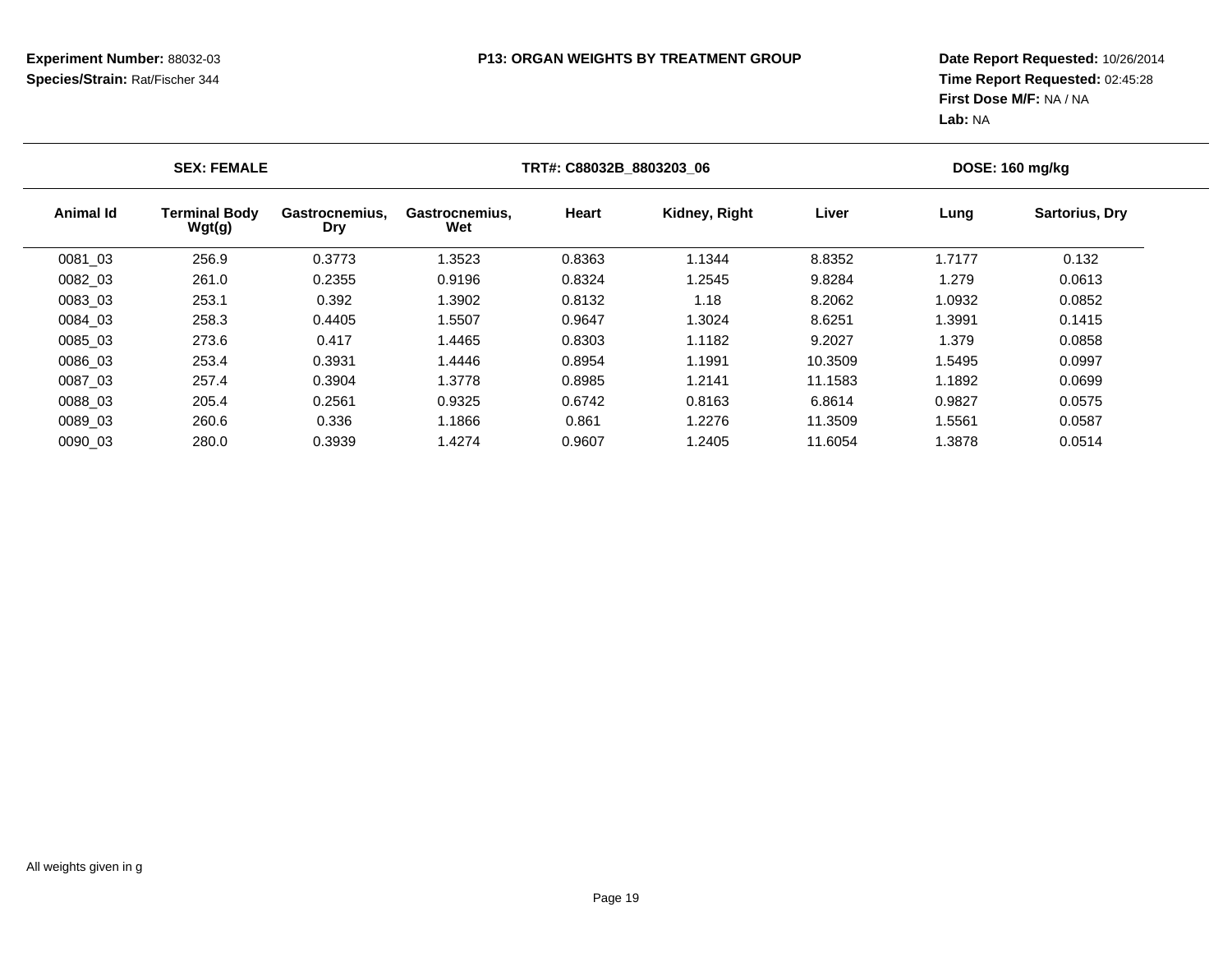**Experiment Number:** 88032-03
**Species/Strain:** Rat/Fischer 344

**P13: ORGAN WEIGHTS BY TREATMENT GROUP**

**Date Report Requested:** 10/26/2014
**Time Report Requested:** 02:45:28
**First Dose M/F:** NA / NA
**Lab:** NA

**SEX: FEMALE** | **TRT#: C88032B_8803203_06** | **DOSE: 160 mg/kg**

| Animal Id | Terminal Body Wgt(g) | Gastrocnemius, Dry | Gastrocnemius, Wet | Heart | Kidney, Right | Liver | Lung | Sartorius, Dry |
|---|---|---|---|---|---|---|---|---|
| 0081_03 | 256.9 | 0.3773 | 1.3523 | 0.8363 | 1.1344 | 8.8352 | 1.7177 | 0.132 |
| 0082_03 | 261.0 | 0.2355 | 0.9196 | 0.8324 | 1.2545 | 9.8284 | 1.279 | 0.0613 |
| 0083_03 | 253.1 | 0.392 | 1.3902 | 0.8132 | 1.18 | 8.2062 | 1.0932 | 0.0852 |
| 0084_03 | 258.3 | 0.4405 | 1.5507 | 0.9647 | 1.3024 | 8.6251 | 1.3991 | 0.1415 |
| 0085_03 | 273.6 | 0.417 | 1.4465 | 0.8303 | 1.1182 | 9.2027 | 1.379 | 0.0858 |
| 0086_03 | 253.4 | 0.3931 | 1.4446 | 0.8954 | 1.1991 | 10.3509 | 1.5495 | 0.0997 |
| 0087_03 | 257.4 | 0.3904 | 1.3778 | 0.8985 | 1.2141 | 11.1583 | 1.1892 | 0.0699 |
| 0088_03 | 205.4 | 0.2561 | 0.9325 | 0.6742 | 0.8163 | 6.8614 | 0.9827 | 0.0575 |
| 0089_03 | 260.6 | 0.336 | 1.1866 | 0.861 | 1.2276 | 11.3509 | 1.5561 | 0.0587 |
| 0090_03 | 280.0 | 0.3939 | 1.4274 | 0.9607 | 1.2405 | 11.6054 | 1.3878 | 0.0514 |

All weights given in g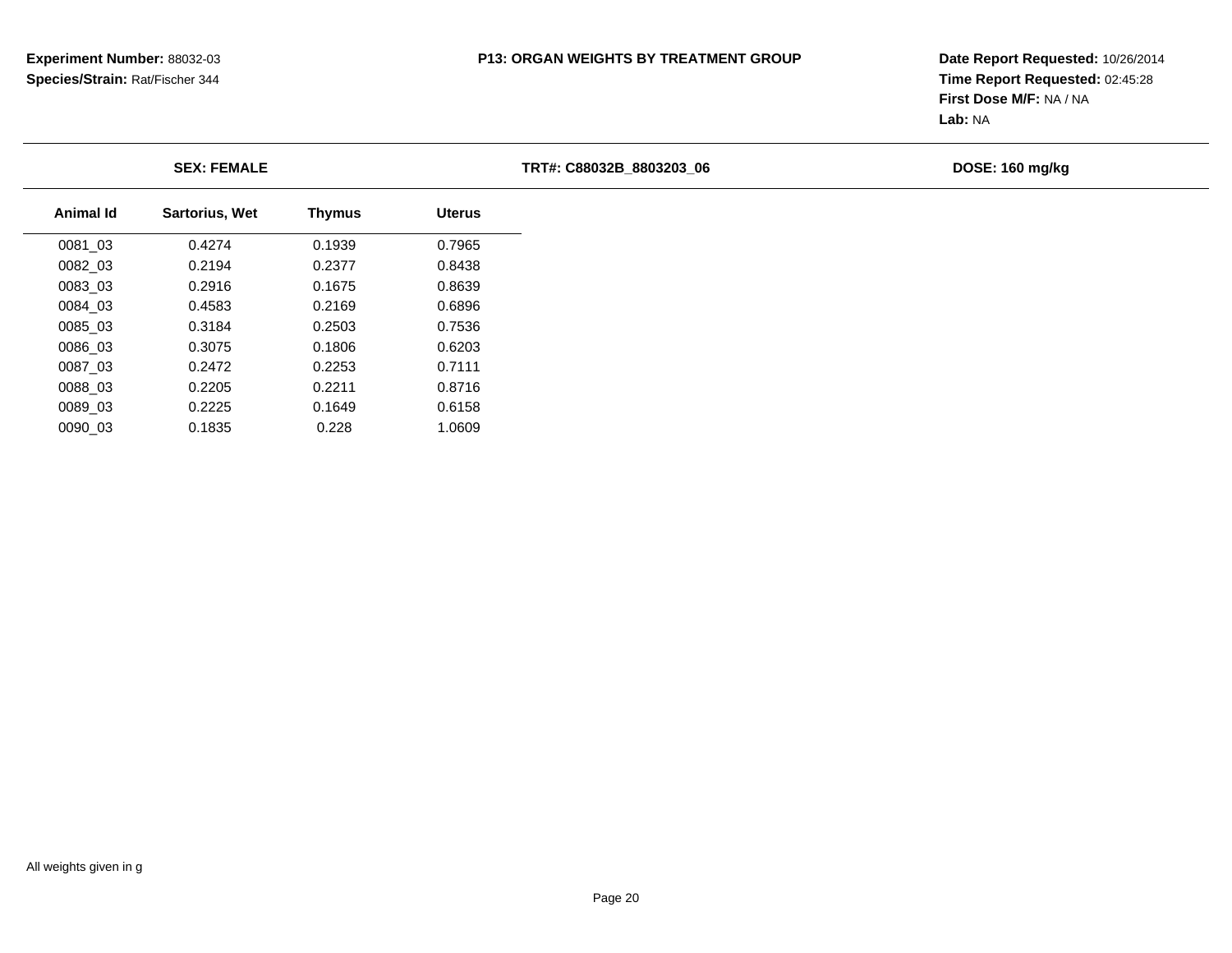**Experiment Number:** 88032-03
**Species/Strain:** Rat/Fischer 344

**P13: ORGAN WEIGHTS BY TREATMENT GROUP**

**Date Report Requested:** 10/26/2014
**Time Report Requested:** 02:45:28
**First Dose M/F:** NA / NA
**Lab:** NA

**SEX: FEMALE** | **TRT#: C88032B_8803203_06** | **DOSE: 160 mg/kg**

| Animal Id | Sartorius, Wet | Thymus | Uterus |
|---|---|---|---|
| 0081_03 | 0.4274 | 0.1939 | 0.7965 |
| 0082_03 | 0.2194 | 0.2377 | 0.8438 |
| 0083_03 | 0.2916 | 0.1675 | 0.8639 |
| 0084_03 | 0.4583 | 0.2169 | 0.6896 |
| 0085_03 | 0.3184 | 0.2503 | 0.7536 |
| 0086_03 | 0.3075 | 0.1806 | 0.6203 |
| 0087_03 | 0.2472 | 0.2253 | 0.7111 |
| 0088_03 | 0.2205 | 0.2211 | 0.8716 |
| 0089_03 | 0.2225 | 0.1649 | 0.6158 |
| 0090_03 | 0.1835 | 0.228 | 1.0609 |

All weights given in g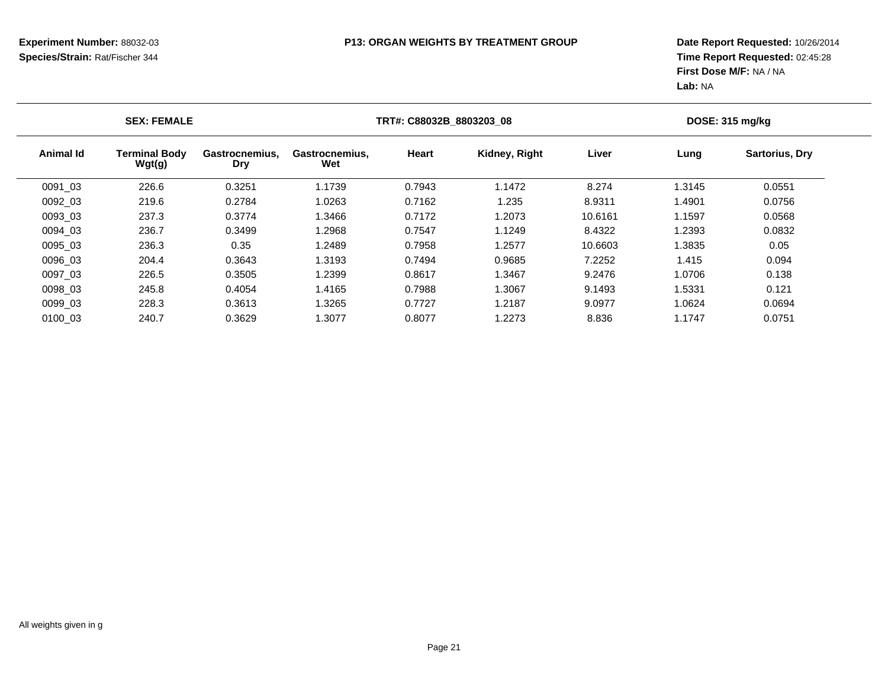**Experiment Number:** 88032-03
**Species/Strain:** Rat/Fischer 344

**P13: ORGAN WEIGHTS BY TREATMENT GROUP**

**Date Report Requested:** 10/26/2014
**Time Report Requested:** 02:45:28
**First Dose M/F:** NA / NA
**Lab:** NA

**SEX: FEMALE** | **TRT#: C88032B_8803203_08** | **DOSE: 315 mg/kg**

| Animal Id | Terminal Body Wgt(g) | Gastrocnemius, Dry | Gastrocnemius, Wet | Heart | Kidney, Right | Liver | Lung | Sartorius, Dry |
|---|---|---|---|---|---|---|---|---|
| 0091_03 | 226.6 | 0.3251 | 1.1739 | 0.7943 | 1.1472 | 8.274 | 1.3145 | 0.0551 |
| 0092_03 | 219.6 | 0.2784 | 1.0263 | 0.7162 | 1.235 | 8.9311 | 1.4901 | 0.0756 |
| 0093_03 | 237.3 | 0.3774 | 1.3466 | 0.7172 | 1.2073 | 10.6161 | 1.1597 | 0.0568 |
| 0094_03 | 236.7 | 0.3499 | 1.2968 | 0.7547 | 1.1249 | 8.4322 | 1.2393 | 0.0832 |
| 0095_03 | 236.3 | 0.35 | 1.2489 | 0.7958 | 1.2577 | 10.6603 | 1.3835 | 0.05 |
| 0096_03 | 204.4 | 0.3643 | 1.3193 | 0.7494 | 0.9685 | 7.2252 | 1.415 | 0.094 |
| 0097_03 | 226.5 | 0.3505 | 1.2399 | 0.8617 | 1.3467 | 9.2476 | 1.0706 | 0.138 |
| 0098_03 | 245.8 | 0.4054 | 1.4165 | 0.7988 | 1.3067 | 9.1493 | 1.5331 | 0.121 |
| 0099_03 | 228.3 | 0.3613 | 1.3265 | 0.7727 | 1.2187 | 9.0977 | 1.0624 | 0.0694 |
| 0100_03 | 240.7 | 0.3629 | 1.3077 | 0.8077 | 1.2273 | 8.836 | 1.1747 | 0.0751 |

All weights given in g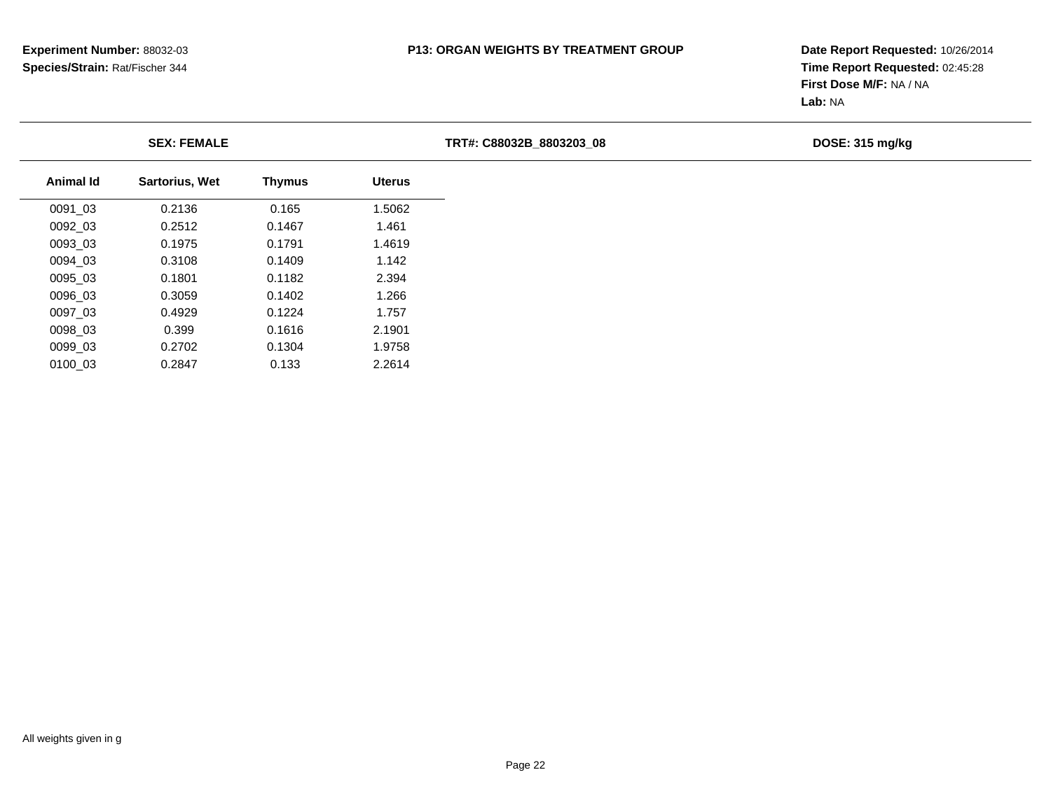**Experiment Number:** 88032-03
**Species/Strain:** Rat/Fischer 344

# P13: ORGAN WEIGHTS BY TREATMENT GROUP

**Date Report Requested:** 10/26/2014
**Time Report Requested:** 02:45:28
**First Dose M/F:** NA / NA
**Lab:** NA

**SEX: FEMALE** | **TRT#: C88032B_8803203_08** | **DOSE: 315 mg/kg**

| Animal Id | Sartorius, Wet | Thymus | Uterus |
|---|---|---|---|
| 0091_03 | 0.2136 | 0.165 | 1.5062 |
| 0092_03 | 0.2512 | 0.1467 | 1.461 |
| 0093_03 | 0.1975 | 0.1791 | 1.4619 |
| 0094_03 | 0.3108 | 0.1409 | 1.142 |
| 0095_03 | 0.1801 | 0.1182 | 2.394 |
| 0096_03 | 0.3059 | 0.1402 | 1.266 |
| 0097_03 | 0.4929 | 0.1224 | 1.757 |
| 0098_03 | 0.399 | 0.1616 | 2.1901 |
| 0099_03 | 0.2702 | 0.1304 | 1.9758 |
| 0100_03 | 0.2847 | 0.133 | 2.2614 |

All weights given in g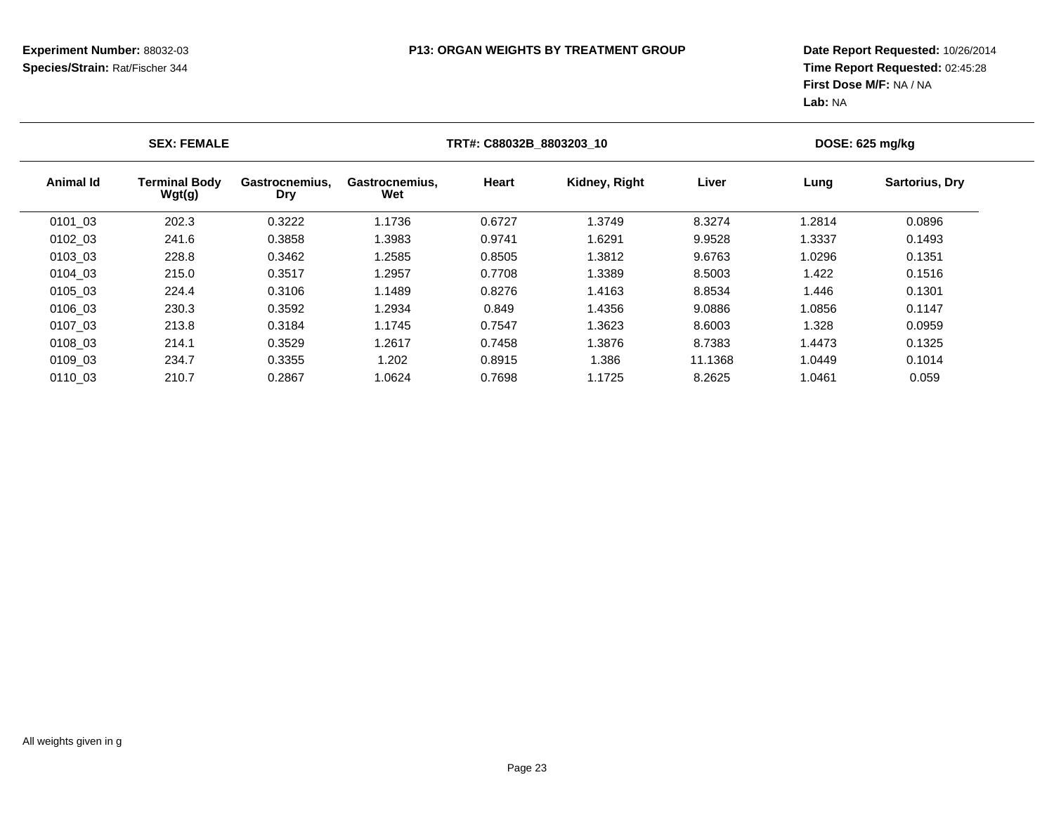**Experiment Number:** 88032-03
**Species/Strain:** Rat/Fischer 344

**P13: ORGAN WEIGHTS BY TREATMENT GROUP**

**Date Report Requested:** 10/26/2014
**Time Report Requested:** 02:45:28
**First Dose M/F:** NA / NA
**Lab:** NA

**SEX: FEMALE** | **TRT#: C88032B_8803203_10** | **DOSE: 625 mg/kg**

| Animal Id | Terminal Body Wgt(g) | Gastrocnemius, Dry | Gastrocnemius, Wet | Heart | Kidney, Right | Liver | Lung | Sartorius, Dry |
|---|---|---|---|---|---|---|---|---|
| 0101_03 | 202.3 | 0.3222 | 1.1736 | 0.6727 | 1.3749 | 8.3274 | 1.2814 | 0.0896 |
| 0102_03 | 241.6 | 0.3858 | 1.3983 | 0.9741 | 1.6291 | 9.9528 | 1.3337 | 0.1493 |
| 0103_03 | 228.8 | 0.3462 | 1.2585 | 0.8505 | 1.3812 | 9.6763 | 1.0296 | 0.1351 |
| 0104_03 | 215.0 | 0.3517 | 1.2957 | 0.7708 | 1.3389 | 8.5003 | 1.422 | 0.1516 |
| 0105_03 | 224.4 | 0.3106 | 1.1489 | 0.8276 | 1.4163 | 8.8534 | 1.446 | 0.1301 |
| 0106_03 | 230.3 | 0.3592 | 1.2934 | 0.849 | 1.4356 | 9.0886 | 1.0856 | 0.1147 |
| 0107_03 | 213.8 | 0.3184 | 1.1745 | 0.7547 | 1.3623 | 8.6003 | 1.328 | 0.0959 |
| 0108_03 | 214.1 | 0.3529 | 1.2617 | 0.7458 | 1.3876 | 8.7383 | 1.4473 | 0.1325 |
| 0109_03 | 234.7 | 0.3355 | 1.202 | 0.8915 | 1.386 | 11.1368 | 1.0449 | 0.1014 |
| 0110_03 | 210.7 | 0.2867 | 1.0624 | 0.7698 | 1.1725 | 8.2625 | 1.0461 | 0.059 |

All weights given in g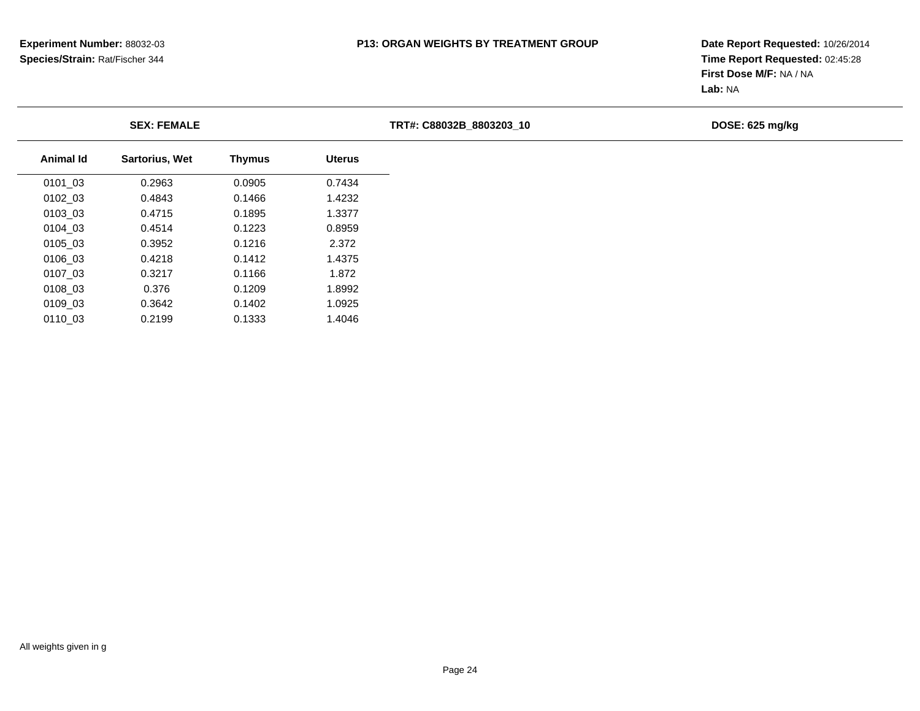**Experiment Number:** 88032-03
**Species/Strain:** Rat/Fischer 344

**P13: ORGAN WEIGHTS BY TREATMENT GROUP**

**Date Report Requested:** 10/26/2014
**Time Report Requested:** 02:45:28
**First Dose M/F:** NA / NA
**Lab:** NA

**SEX: FEMALE** | **TRT#: C88032B_8803203_10** | **DOSE: 625 mg/kg**

| Animal Id | Sartorius, Wet | Thymus | Uterus |
|---|---|---|---|
| 0101_03 | 0.2963 | 0.0905 | 0.7434 |
| 0102_03 | 0.4843 | 0.1466 | 1.4232 |
| 0103_03 | 0.4715 | 0.1895 | 1.3377 |
| 0104_03 | 0.4514 | 0.1223 | 0.8959 |
| 0105_03 | 0.3952 | 0.1216 | 2.372 |
| 0106_03 | 0.4218 | 0.1412 | 1.4375 |
| 0107_03 | 0.3217 | 0.1166 | 1.872 |
| 0108_03 | 0.376 | 0.1209 | 1.8992 |
| 0109_03 | 0.3642 | 0.1402 | 1.0925 |
| 0110_03 | 0.2199 | 0.1333 | 1.4046 |

All weights given in g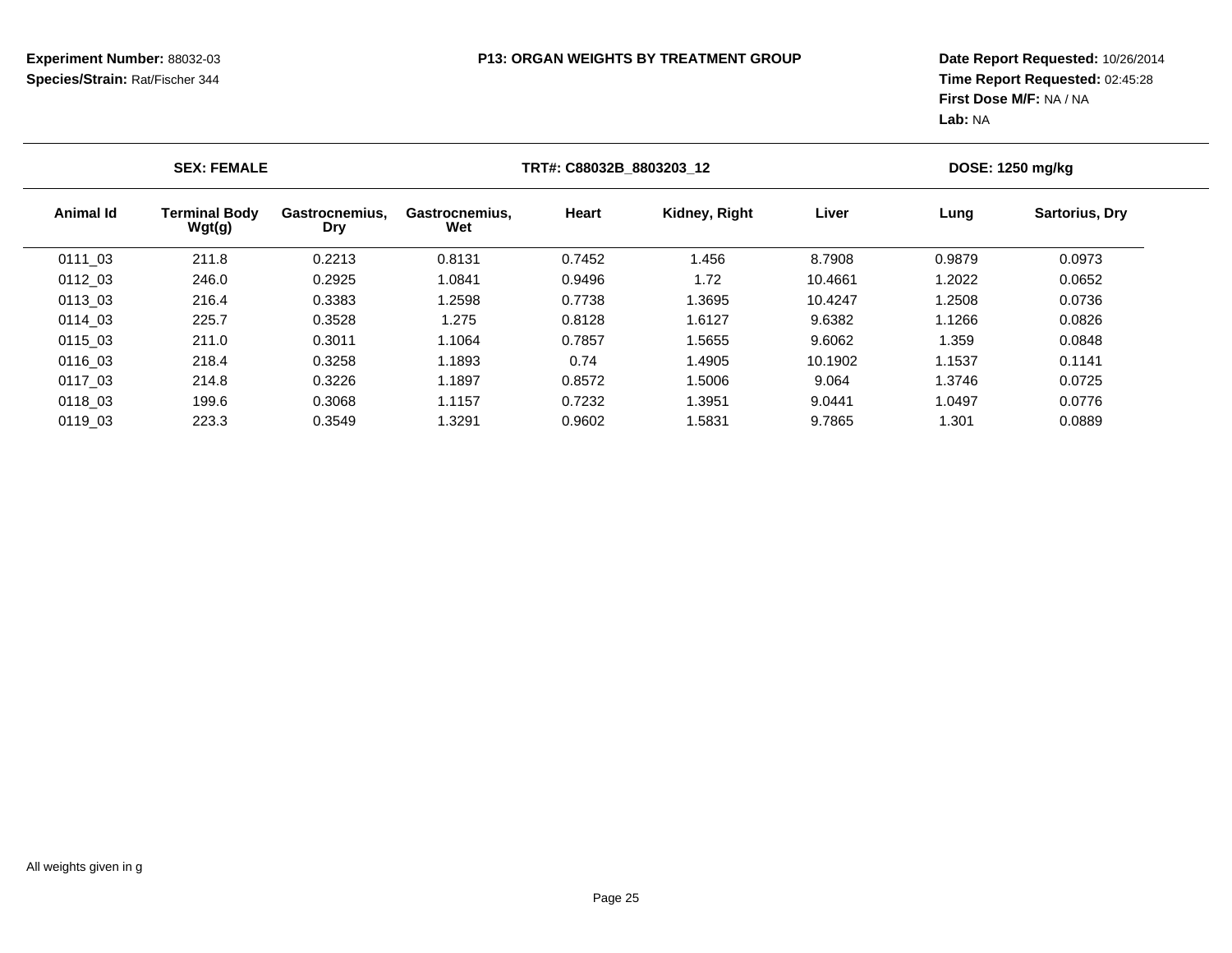**Experiment Number:** 88032-03
**Species/Strain:** Rat/Fischer 344

**P13: ORGAN WEIGHTS BY TREATMENT GROUP**

**Date Report Requested:** 10/26/2014
**Time Report Requested:** 02:45:28
**First Dose M/F:** NA / NA
**Lab:** NA

**SEX: FEMALE** | **TRT#: C88032B_8803203_12** | **DOSE: 1250 mg/kg**

| Animal Id | Terminal Body Wgt(g) | Gastrocnemius, Dry | Gastrocnemius, Wet | Heart | Kidney, Right | Liver | Lung | Sartorius, Dry |
|---|---|---|---|---|---|---|---|---|
| 0111_03 | 211.8 | 0.2213 | 0.8131 | 0.7452 | 1.456 | 8.7908 | 0.9879 | 0.0973 |
| 0112_03 | 246.0 | 0.2925 | 1.0841 | 0.9496 | 1.72 | 10.4661 | 1.2022 | 0.0652 |
| 0113_03 | 216.4 | 0.3383 | 1.2598 | 0.7738 | 1.3695 | 10.4247 | 1.2508 | 0.0736 |
| 0114_03 | 225.7 | 0.3528 | 1.275 | 0.8128 | 1.6127 | 9.6382 | 1.1266 | 0.0826 |
| 0115_03 | 211.0 | 0.3011 | 1.1064 | 0.7857 | 1.5655 | 9.6062 | 1.359 | 0.0848 |
| 0116_03 | 218.4 | 0.3258 | 1.1893 | 0.74 | 1.4905 | 10.1902 | 1.1537 | 0.1141 |
| 0117_03 | 214.8 | 0.3226 | 1.1897 | 0.8572 | 1.5006 | 9.064 | 1.3746 | 0.0725 |
| 0118_03 | 199.6 | 0.3068 | 1.1157 | 0.7232 | 1.3951 | 9.0441 | 1.0497 | 0.0776 |
| 0119_03 | 223.3 | 0.3549 | 1.3291 | 0.9602 | 1.5831 | 9.7865 | 1.301 | 0.0889 |

All weights given in g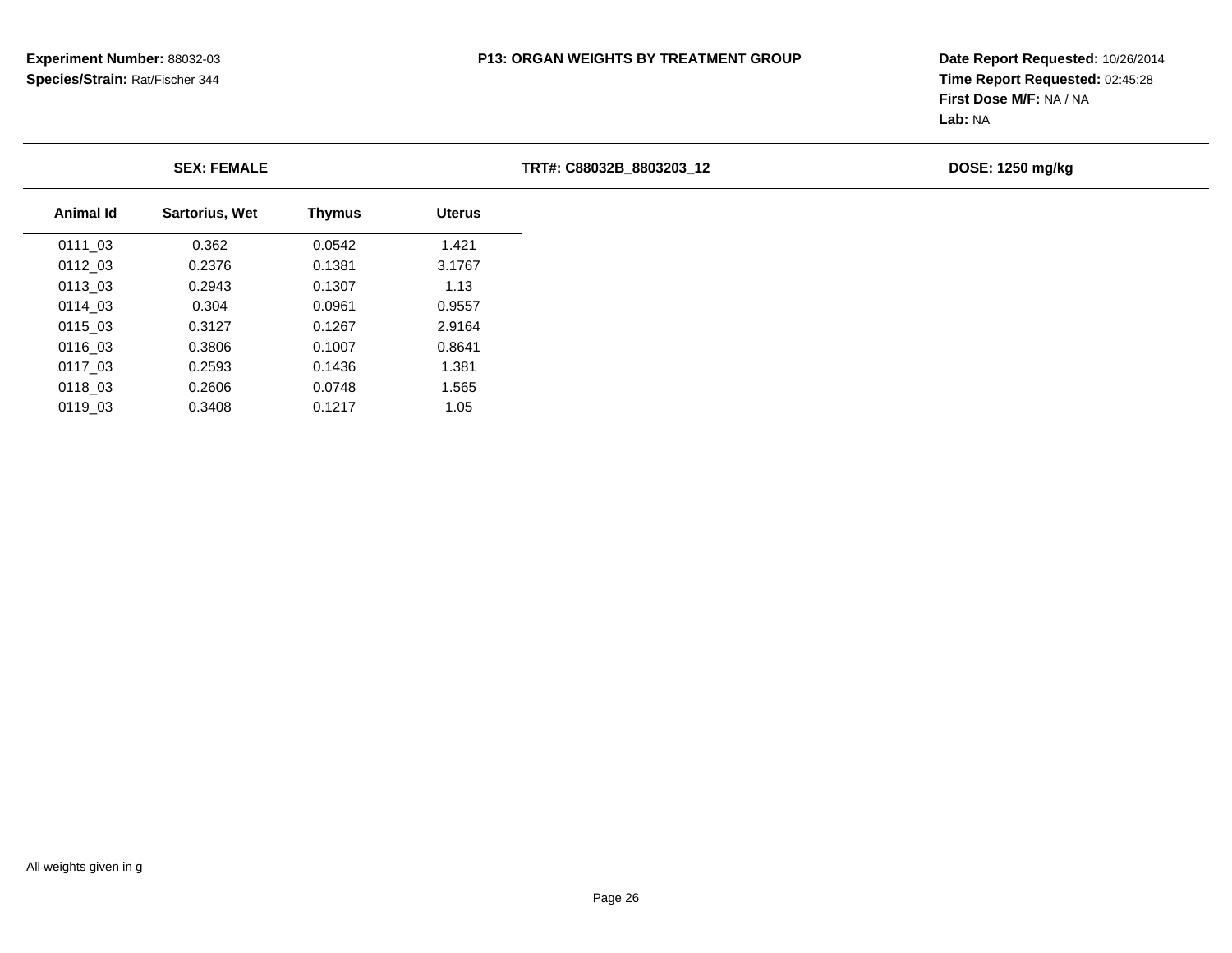**Experiment Number:** 88032-03
**Species/Strain:** Rat/Fischer 344

**P13: ORGAN WEIGHTS BY TREATMENT GROUP**

**Date Report Requested:** 10/26/2014
**Time Report Requested:** 02:45:28
**First Dose M/F:** NA / NA
**Lab:** NA

**SEX: FEMALE** | **TRT#: C88032B_8803203_12** | **DOSE: 1250 mg/kg**

| Animal Id | Sartorius, Wet | Thymus | Uterus |
|---|---|---|---|
| 0111_03 | 0.362 | 0.0542 | 1.421 |
| 0112_03 | 0.2376 | 0.1381 | 3.1767 |
| 0113_03 | 0.2943 | 0.1307 | 1.13 |
| 0114_03 | 0.304 | 0.0961 | 0.9557 |
| 0115_03 | 0.3127 | 0.1267 | 2.9164 |
| 0116_03 | 0.3806 | 0.1007 | 0.8641 |
| 0117_03 | 0.2593 | 0.1436 | 1.381 |
| 0118_03 | 0.2606 | 0.0748 | 1.565 |
| 0119_03 | 0.3408 | 0.1217 | 1.05 |

All weights given in g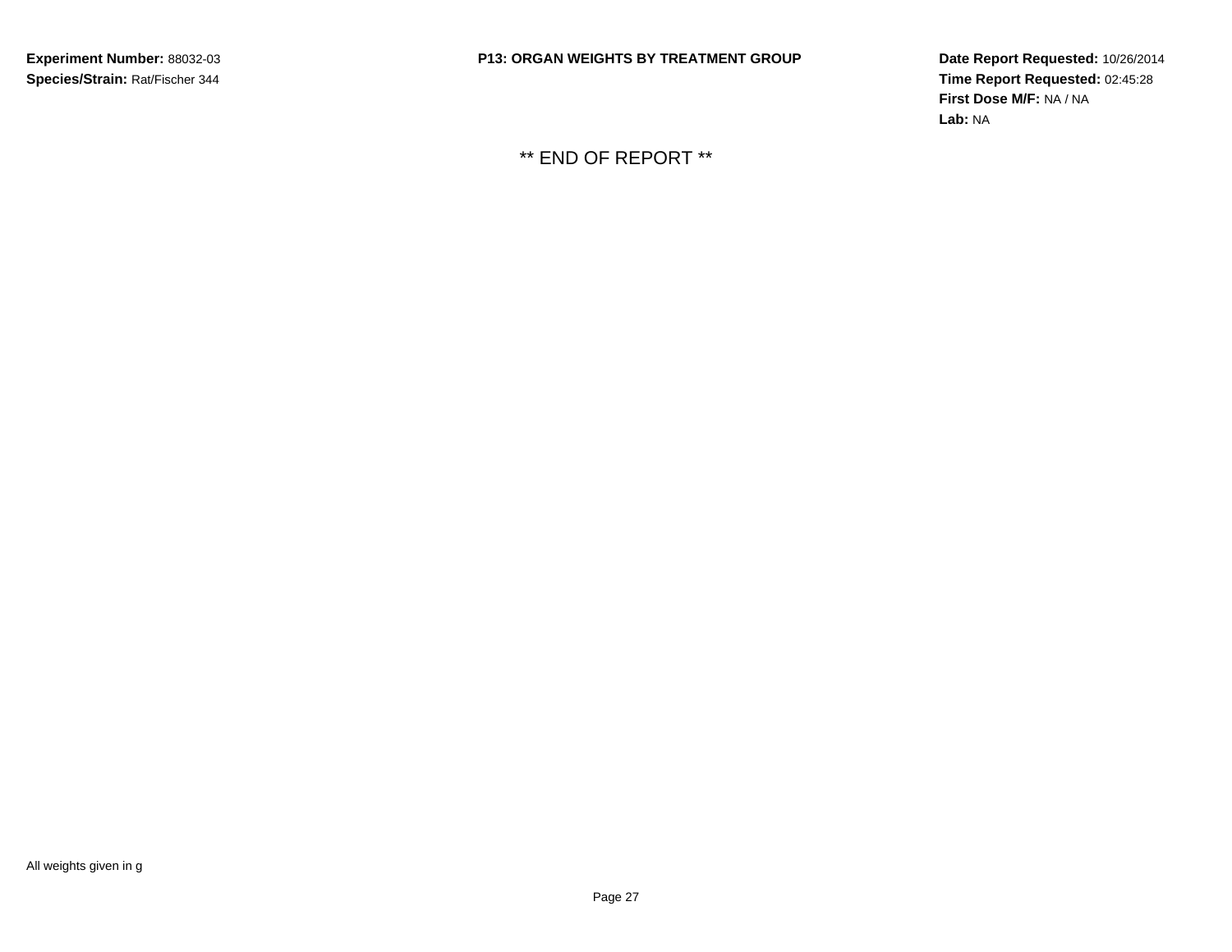** END OF REPORT **

All weights given in g